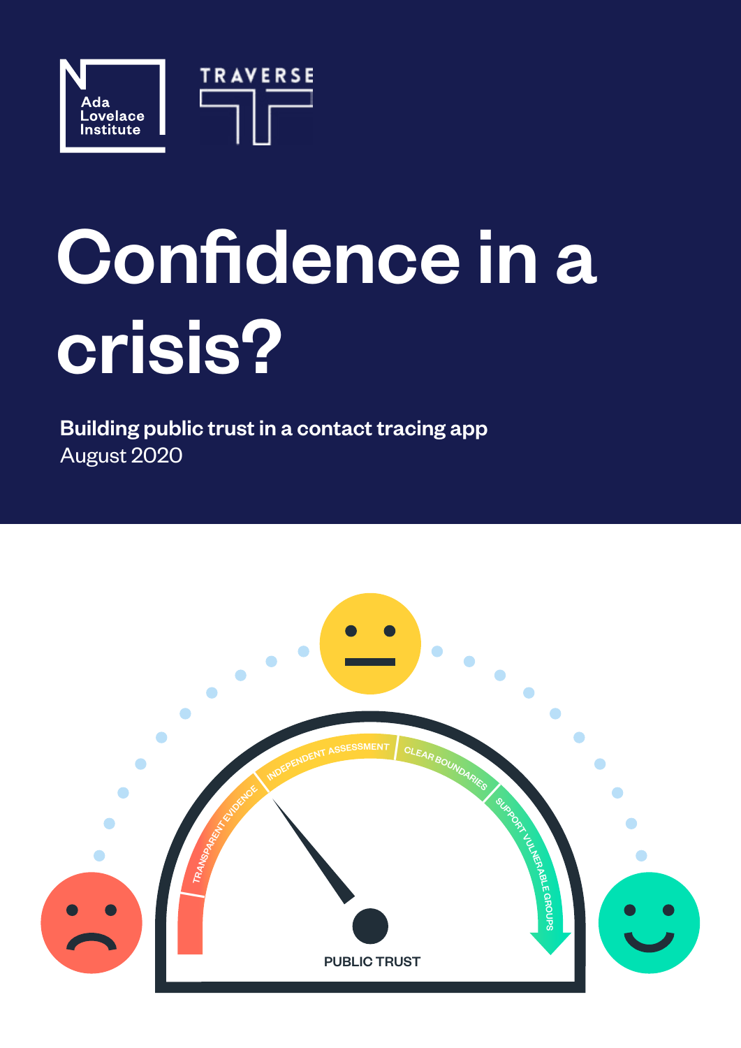Ada Lovelace Institute

TRAVERSE

# Confidence in a crisis?

**Building public trust in a contact tracing app**

August 2020

TRANSPARENT EVIDENCE

INDEPENDENT ASSESSMENT

CLEAR BOUNDARIES

SUPPORT VULNERABLE GROUPS

PUBLIC TRUST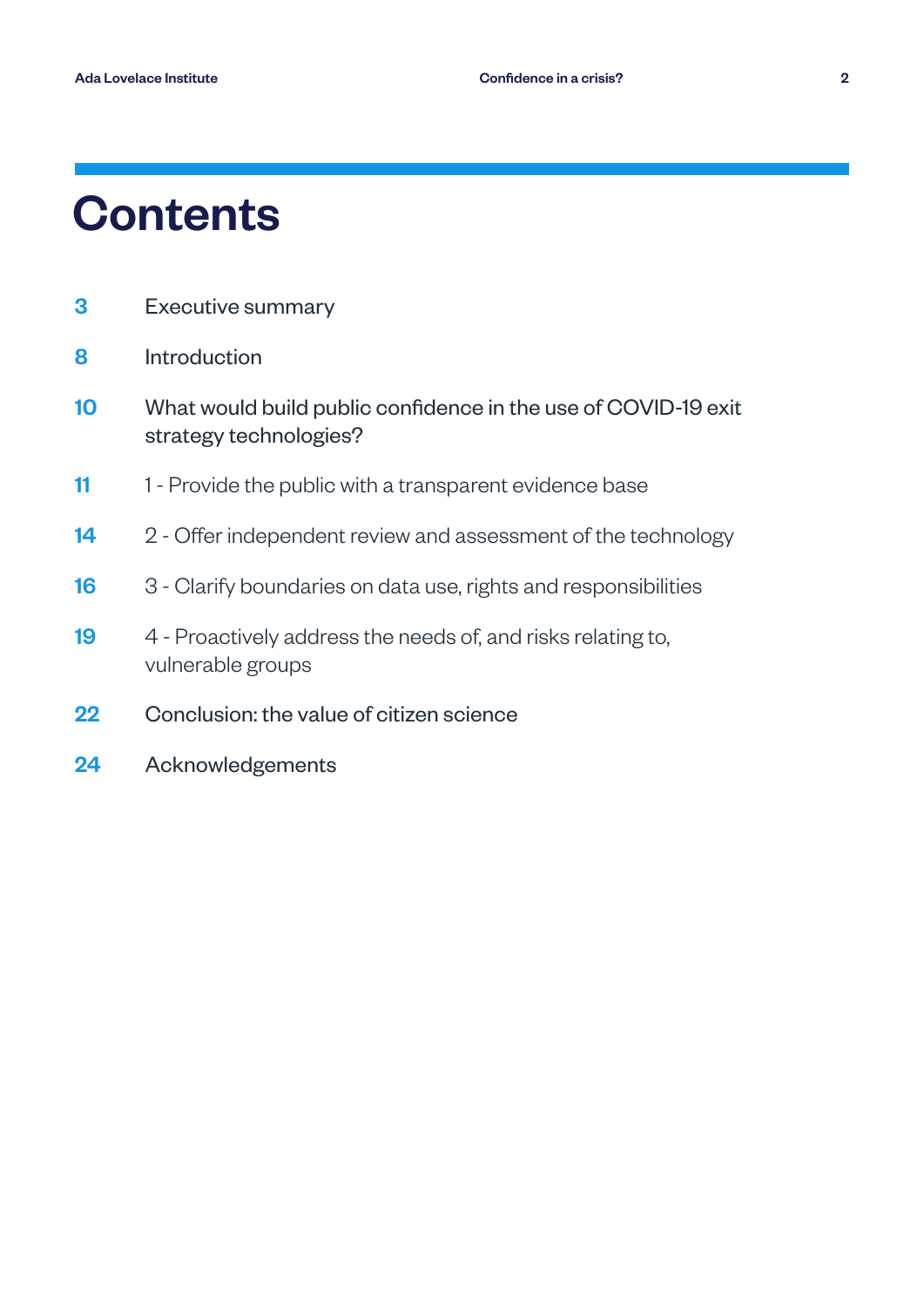# Contents

| | |
|---|---|
| 3 | Executive summary |
| 8 | Introduction |
| 10 | What would build public confidence in the use of COVID-19 exit strategy technologies? |
| 11 | 1 - Provide the public with a transparent evidence base |
| 14 | 2 - Offer independent review and assessment of the technology |
| 16 | 3 - Clarify boundaries on data use, rights and responsibilities |
| 19 | 4 - Proactively address the needs of, and risks relating to, vulnerable groups |
| 22 | Conclusion: the value of citizen science |
| 24 | Acknowledgements |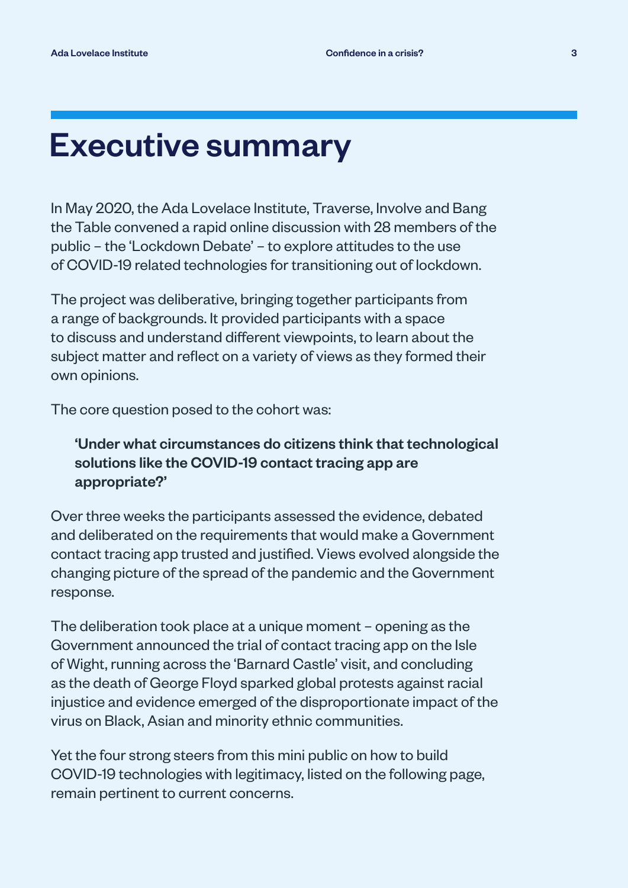# Executive summary

In May 2020, the Ada Lovelace Institute, Traverse, Involve and Bang the Table convened a rapid online discussion with 28 members of the public – the 'Lockdown Debate' – to explore attitudes to the use of COVID-19 related technologies for transitioning out of lockdown.

The project was deliberative, bringing together participants from a range of backgrounds. It provided participants with a space to discuss and understand different viewpoints, to learn about the subject matter and reflect on a variety of views as they formed their own opinions.

The core question posed to the cohort was:

> **'Under what circumstances do citizens think that technological solutions like the COVID-19 contact tracing app are appropriate?'**

Over three weeks the participants assessed the evidence, debated and deliberated on the requirements that would make a Government contact tracing app trusted and justified. Views evolved alongside the changing picture of the spread of the pandemic and the Government response.

The deliberation took place at a unique moment – opening as the Government announced the trial of contact tracing app on the Isle of Wight, running across the 'Barnard Castle' visit, and concluding as the death of George Floyd sparked global protests against racial injustice and evidence emerged of the disproportionate impact of the virus on Black, Asian and minority ethnic communities.

Yet the four strong steers from this mini public on how to build COVID-19 technologies with legitimacy, listed on the following page, remain pertinent to current concerns.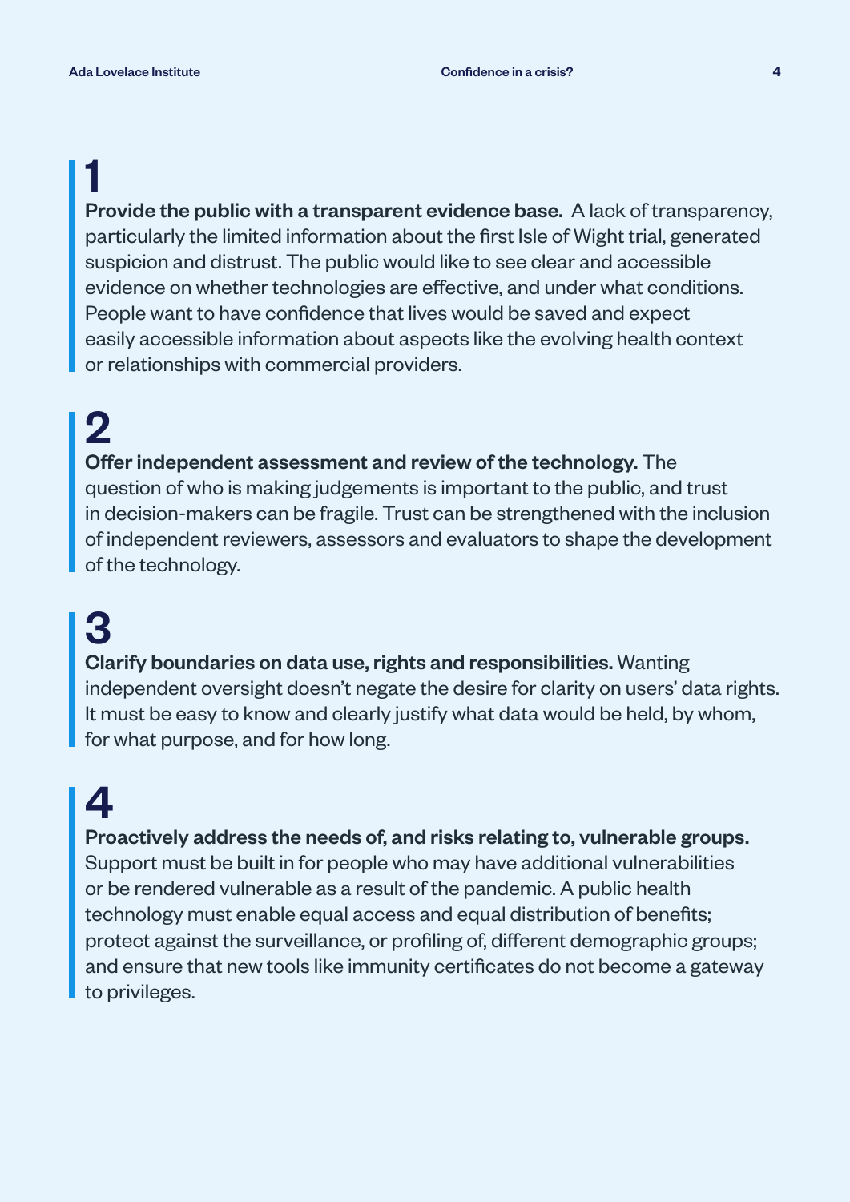## 1

**Provide the public with a transparent evidence base.** A lack of transparency, particularly the limited information about the first Isle of Wight trial, generated suspicion and distrust. The public would like to see clear and accessible evidence on whether technologies are effective, and under what conditions. People want to have confidence that lives would be saved and expect easily accessible information about aspects like the evolving health context or relationships with commercial providers.

## 2

**Offer independent assessment and review of the technology.** The question of who is making judgements is important to the public, and trust in decision-makers can be fragile. Trust can be strengthened with the inclusion of independent reviewers, assessors and evaluators to shape the development of the technology.

## 3

**Clarify boundaries on data use, rights and responsibilities.** Wanting independent oversight doesn't negate the desire for clarity on users' data rights. It must be easy to know and clearly justify what data would be held, by whom, for what purpose, and for how long.

## 4

**Proactively address the needs of, and risks relating to, vulnerable groups.** Support must be built in for people who may have additional vulnerabilities or be rendered vulnerable as a result of the pandemic. A public health technology must enable equal access and equal distribution of benefits; protect against the surveillance, or profiling of, different demographic groups; and ensure that new tools like immunity certificates do not become a gateway to privileges.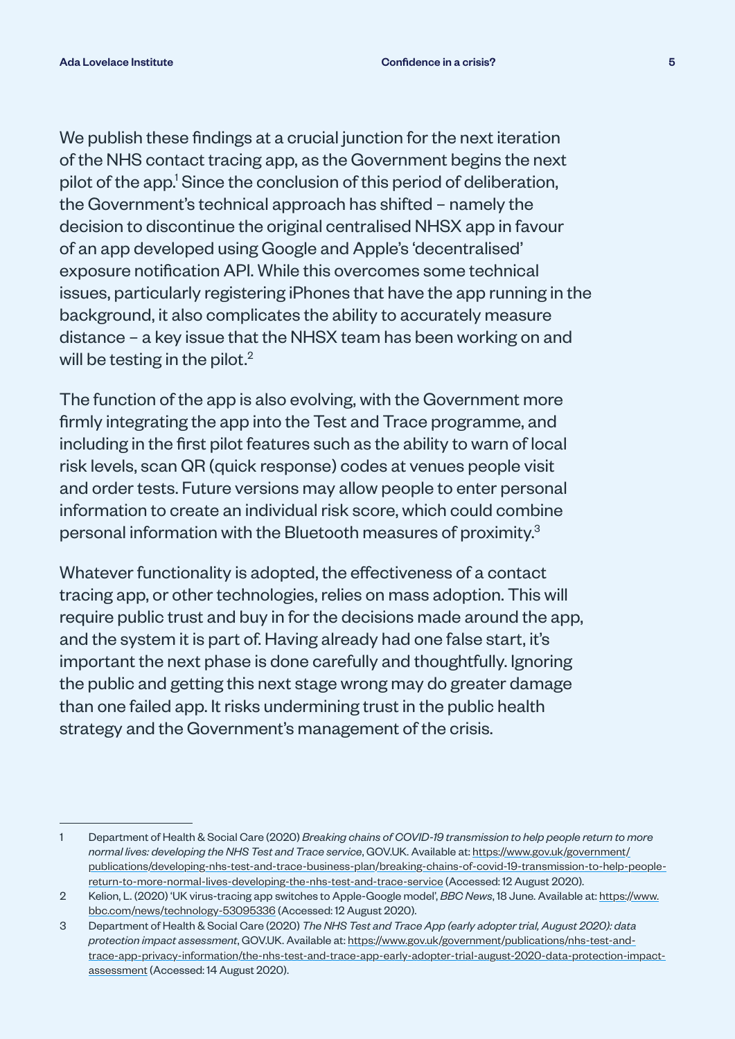We publish these findings at a crucial junction for the next iteration of the NHS contact tracing app, as the Government begins the next pilot of the app.[1] Since the conclusion of this period of deliberation, the Government's technical approach has shifted – namely the decision to discontinue the original centralised NHSX app in favour of an app developed using Google and Apple's 'decentralised' exposure notification API. While this overcomes some technical issues, particularly registering iPhones that have the app running in the background, it also complicates the ability to accurately measure distance – a key issue that the NHSX team has been working on and will be testing in the pilot.[2]

The function of the app is also evolving, with the Government more firmly integrating the app into the Test and Trace programme, and including in the first pilot features such as the ability to warn of local risk levels, scan QR (quick response) codes at venues people visit and order tests. Future versions may allow people to enter personal information to create an individual risk score, which could combine personal information with the Bluetooth measures of proximity.[3]

Whatever functionality is adopted, the effectiveness of a contact tracing app, or other technologies, relies on mass adoption. This will require public trust and buy in for the decisions made around the app, and the system it is part of. Having already had one false start, it's important the next phase is done carefully and thoughtfully. Ignoring the public and getting this next stage wrong may do greater damage than one failed app. It risks undermining trust in the public health strategy and the Government's management of the crisis.

---

1 Department of Health & Social Care (2020) *Breaking chains of COVID-19 transmission to help people return to more normal lives: developing the NHS Test and Trace service*, GOV.UK. Available at: https://www.gov.uk/government/publications/developing-nhs-test-and-trace-business-plan/breaking-chains-of-covid-19-transmission-to-help-people-return-to-more-normal-lives-developing-the-nhs-test-and-trace-service (Accessed: 12 August 2020).

2 Kelion, L. (2020) 'UK virus-tracing app switches to Apple-Google model', *BBC News*, 18 June. Available at: https://www.bbc.com/news/technology-53095336 (Accessed: 12 August 2020).

3 Department of Health & Social Care (2020) *The NHS Test and Trace App (early adopter trial, August 2020): data protection impact assessment*, GOV.UK. Available at: https://www.gov.uk/government/publications/nhs-test-and-trace-app-privacy-information/the-nhs-test-and-trace-app-early-adopter-trial-august-2020-data-protection-impact-assessment (Accessed: 14 August 2020).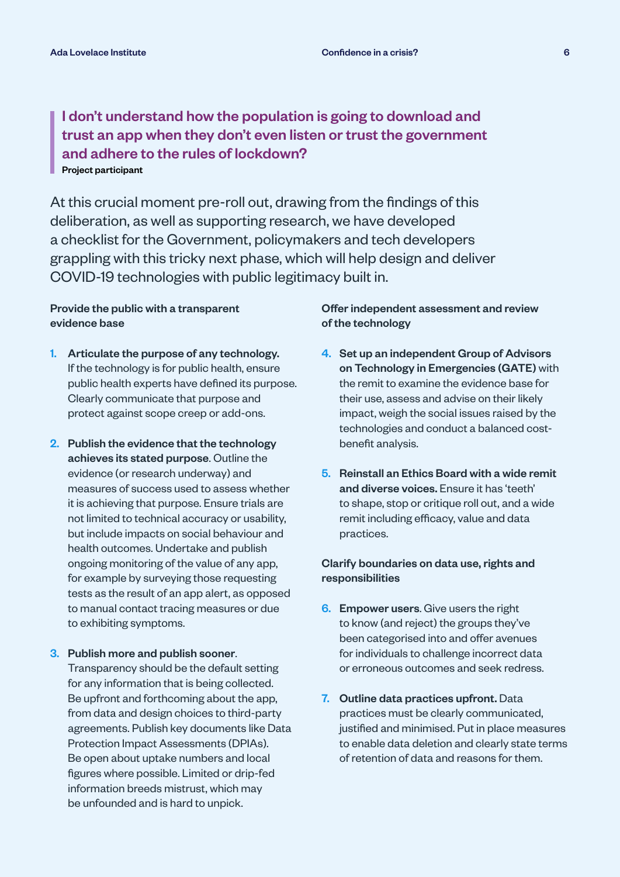> **I don't understand how the population is going to download and trust an app when they don't even listen or trust the government and adhere to the rules of lockdown?**
> **Project participant**

At this crucial moment pre-roll out, drawing from the findings of this deliberation, as well as supporting research, we have developed a checklist for the Government, policymakers and tech developers grappling with this tricky next phase, which will help design and deliver COVID-19 technologies with public legitimacy built in.

**Provide the public with a transparent evidence base**

1. **Articulate the purpose of any technology.** If the technology is for public health, ensure public health experts have defined its purpose. Clearly communicate that purpose and protect against scope creep or add-ons.

2. **Publish the evidence that the technology achieves its stated purpose**. Outline the evidence (or research underway) and measures of success used to assess whether it is achieving that purpose. Ensure trials are not limited to technical accuracy or usability, but include impacts on social behaviour and health outcomes. Undertake and publish ongoing monitoring of the value of any app, for example by surveying those requesting tests as the result of an app alert, as opposed to manual contact tracing measures or due to exhibiting symptoms.

3. **Publish more and publish sooner**. Transparency should be the default setting for any information that is being collected. Be upfront and forthcoming about the app, from data and design choices to third-party agreements. Publish key documents like Data Protection Impact Assessments (DPIAs). Be open about uptake numbers and local figures where possible. Limited or drip-fed information breeds mistrust, which may be unfounded and is hard to unpick.

**Offer independent assessment and review of the technology**

4. **Set up an independent Group of Advisors on Technology in Emergencies (GATE)** with the remit to examine the evidence base for their use, assess and advise on their likely impact, weigh the social issues raised by the technologies and conduct a balanced cost-benefit analysis.

5. **Reinstall an Ethics Board with a wide remit and diverse voices.** Ensure it has 'teeth' to shape, stop or critique roll out, and a wide remit including efficacy, value and data practices.

**Clarify boundaries on data use, rights and responsibilities**

6. **Empower users**. Give users the right to know (and reject) the groups they've been categorised into and offer avenues for individuals to challenge incorrect data or erroneous outcomes and seek redress.

7. **Outline data practices upfront.** Data practices must be clearly communicated, justified and minimised. Put in place measures to enable data deletion and clearly state terms of retention of data and reasons for them.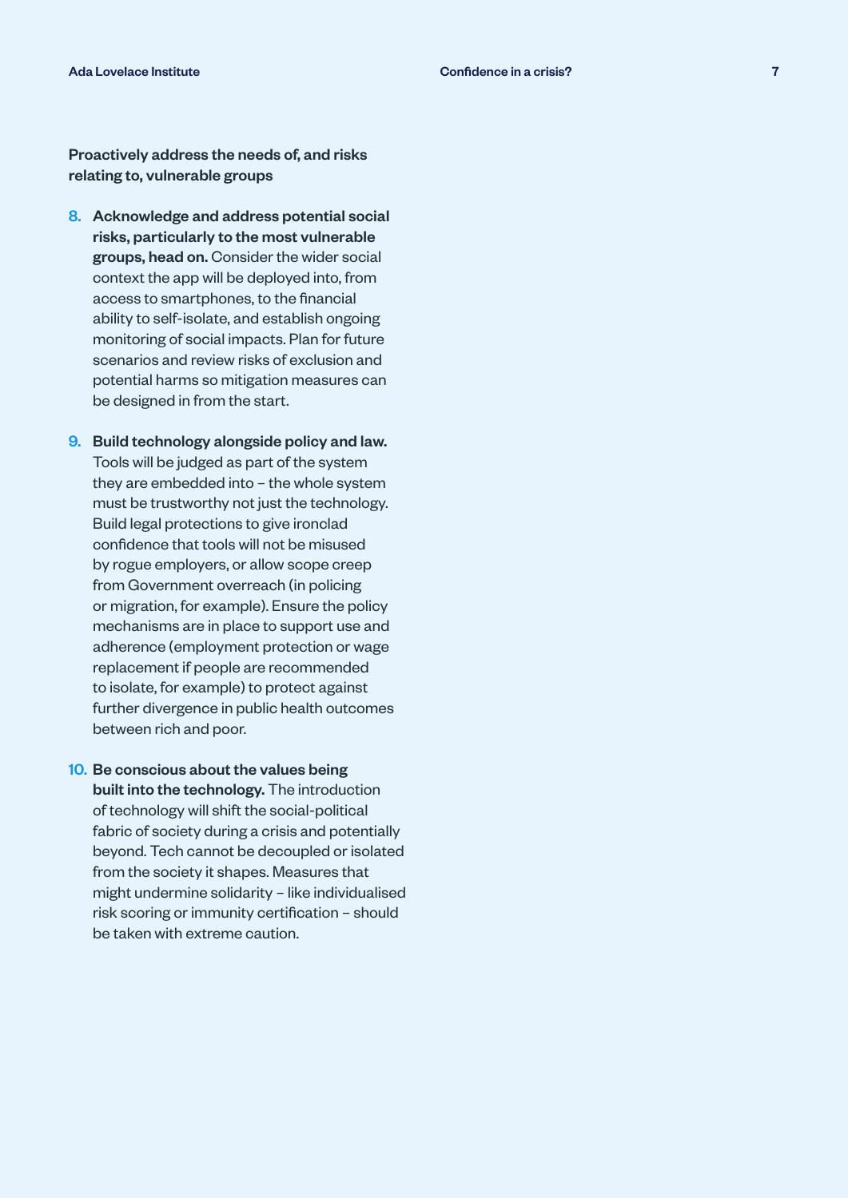**Proactively address the needs of, and risks relating to, vulnerable groups**

8. **Acknowledge and address potential social risks, particularly to the most vulnerable groups, head on.** Consider the wider social context the app will be deployed into, from access to smartphones, to the financial ability to self-isolate, and establish ongoing monitoring of social impacts. Plan for future scenarios and review risks of exclusion and potential harms so mitigation measures can be designed in from the start.

9. **Build technology alongside policy and law.** Tools will be judged as part of the system they are embedded into – the whole system must be trustworthy not just the technology. Build legal protections to give ironclad confidence that tools will not be misused by rogue employers, or allow scope creep from Government overreach (in policing or migration, for example). Ensure the policy mechanisms are in place to support use and adherence (employment protection or wage replacement if people are recommended to isolate, for example) to protect against further divergence in public health outcomes between rich and poor.

10. **Be conscious about the values being built into the technology.** The introduction of technology will shift the social-political fabric of society during a crisis and potentially beyond. Tech cannot be decoupled or isolated from the society it shapes. Measures that might undermine solidarity – like individualised risk scoring or immunity certification – should be taken with extreme caution.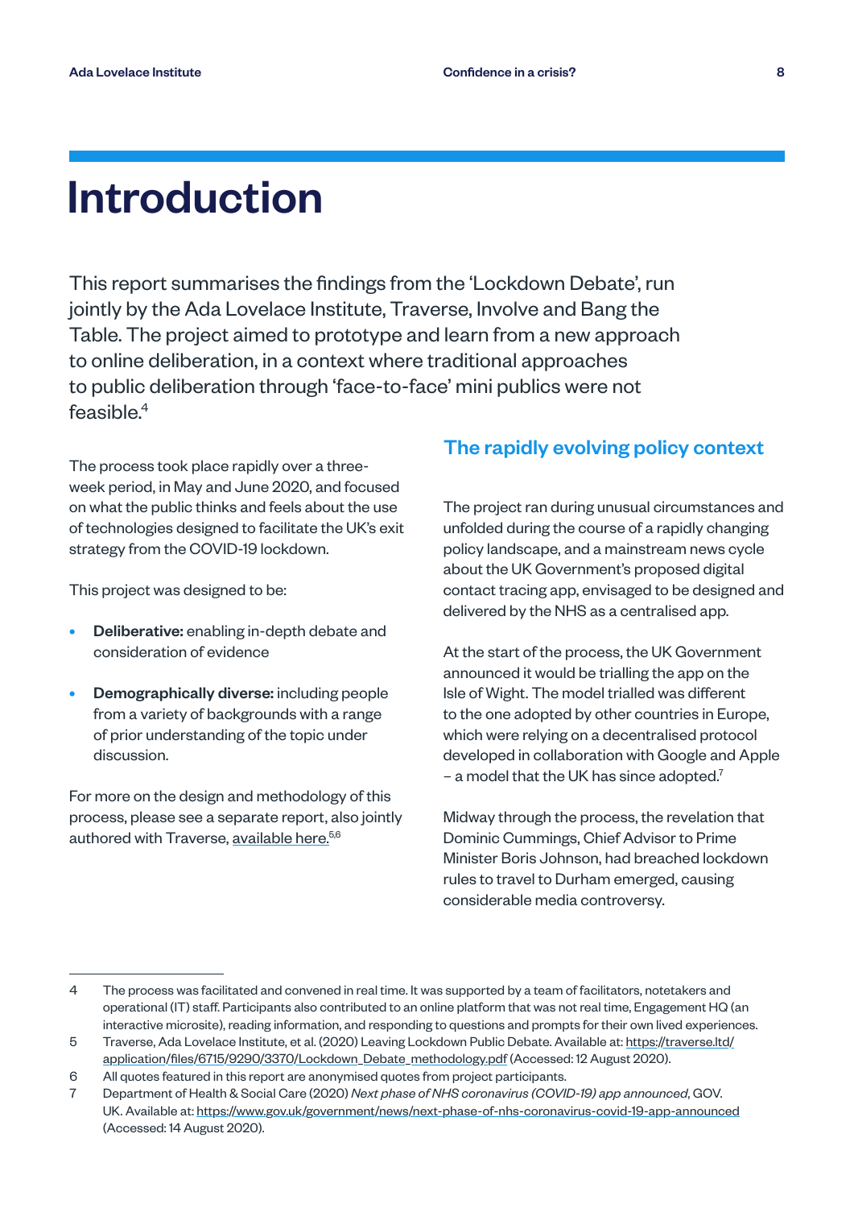# Introduction

This report summarises the findings from the 'Lockdown Debate', run jointly by the Ada Lovelace Institute, Traverse, Involve and Bang the Table. The project aimed to prototype and learn from a new approach to online deliberation, in a context where traditional approaches to public deliberation through 'face-to-face' mini publics were not feasible.[4]

The process took place rapidly over a three-week period, in May and June 2020, and focused on what the public thinks and feels about the use of technologies designed to facilitate the UK's exit strategy from the COVID-19 lockdown.

This project was designed to be:

- **Deliberative:** enabling in-depth debate and consideration of evidence
- **Demographically diverse:** including people from a variety of backgrounds with a range of prior understanding of the topic under discussion.

For more on the design and methodology of this process, please see a separate report, also jointly authored with Traverse, available here.[5,6]

## The rapidly evolving policy context

The project ran during unusual circumstances and unfolded during the course of a rapidly changing policy landscape, and a mainstream news cycle about the UK Government's proposed digital contact tracing app, envisaged to be designed and delivered by the NHS as a centralised app.

At the start of the process, the UK Government announced it would be trialling the app on the Isle of Wight. The model trialled was different to the one adopted by other countries in Europe, which were relying on a decentralised protocol developed in collaboration with Google and Apple – a model that the UK has since adopted.[7]

Midway through the process, the revelation that Dominic Cummings, Chief Advisor to Prime Minister Boris Johnson, had breached lockdown rules to travel to Durham emerged, causing considerable media controversy.

---

4 The process was facilitated and convened in real time. It was supported by a team of facilitators, notetakers and operational (IT) staff. Participants also contributed to an online platform that was not real time, Engagement HQ (an interactive microsite), reading information, and responding to questions and prompts for their own lived experiences.

5 Traverse, Ada Lovelace Institute, et al. (2020) Leaving Lockdown Public Debate. Available at: https://traverse.ltd/application/files/6715/9290/3370/Lockdown_Debate_methodology.pdf (Accessed: 12 August 2020).

6 All quotes featured in this report are anonymised quotes from project participants.

7 Department of Health & Social Care (2020) *Next phase of NHS coronavirus (COVID-19) app announced*, GOV.UK. Available at: https://www.gov.uk/government/news/next-phase-of-nhs-coronavirus-covid-19-app-announced (Accessed: 14 August 2020).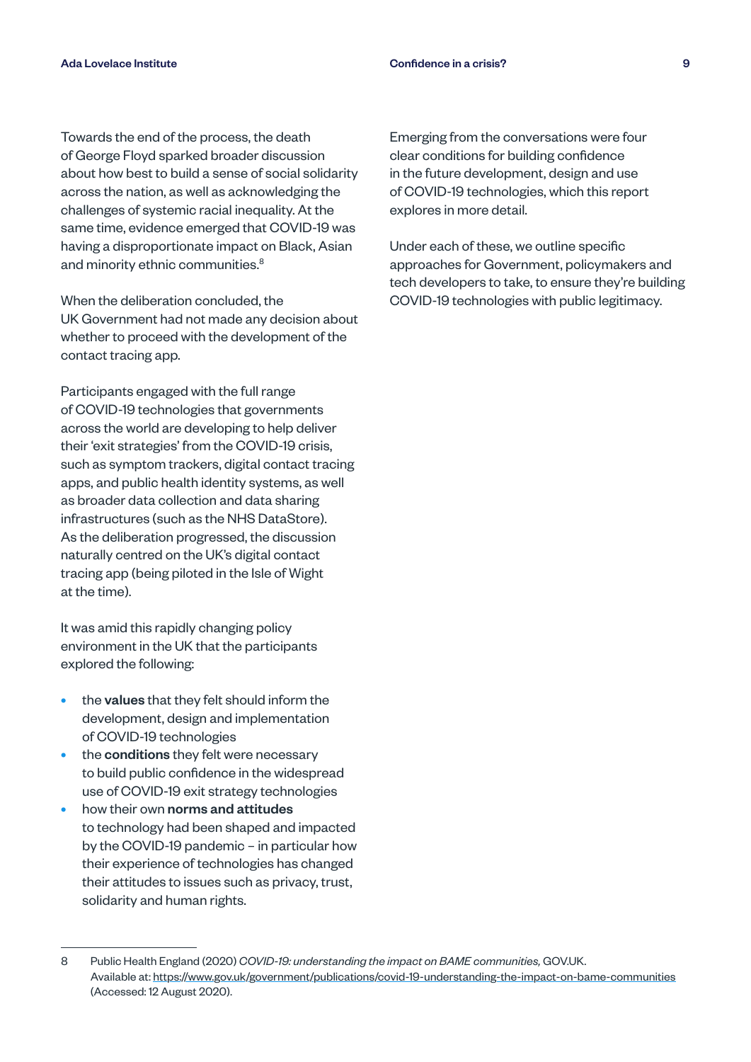Towards the end of the process, the death of George Floyd sparked broader discussion about how best to build a sense of social solidarity across the nation, as well as acknowledging the challenges of systemic racial inequality. At the same time, evidence emerged that COVID-19 was having a disproportionate impact on Black, Asian and minority ethnic communities.[8]

When the deliberation concluded, the UK Government had not made any decision about whether to proceed with the development of the contact tracing app.

Participants engaged with the full range of COVID-19 technologies that governments across the world are developing to help deliver their 'exit strategies' from the COVID-19 crisis, such as symptom trackers, digital contact tracing apps, and public health identity systems, as well as broader data collection and data sharing infrastructures (such as the NHS DataStore). As the deliberation progressed, the discussion naturally centred on the UK's digital contact tracing app (being piloted in the Isle of Wight at the time).

It was amid this rapidly changing policy environment in the UK that the participants explored the following:

- the **values** that they felt should inform the development, design and implementation of COVID-19 technologies
- the **conditions** they felt were necessary to build public confidence in the widespread use of COVID-19 exit strategy technologies
- how their own **norms and attitudes** to technology had been shaped and impacted by the COVID-19 pandemic – in particular how their experience of technologies has changed their attitudes to issues such as privacy, trust, solidarity and human rights.

Emerging from the conversations were four clear conditions for building confidence in the future development, design and use of COVID-19 technologies, which this report explores in more detail.

Under each of these, we outline specific approaches for Government, policymakers and tech developers to take, to ensure they're building COVID-19 technologies with public legitimacy.

---

8 Public Health England (2020) *COVID-19: understanding the impact on BAME communities,* GOV.UK. Available at: https://www.gov.uk/government/publications/covid-19-understanding-the-impact-on-bame-communities (Accessed: 12 August 2020).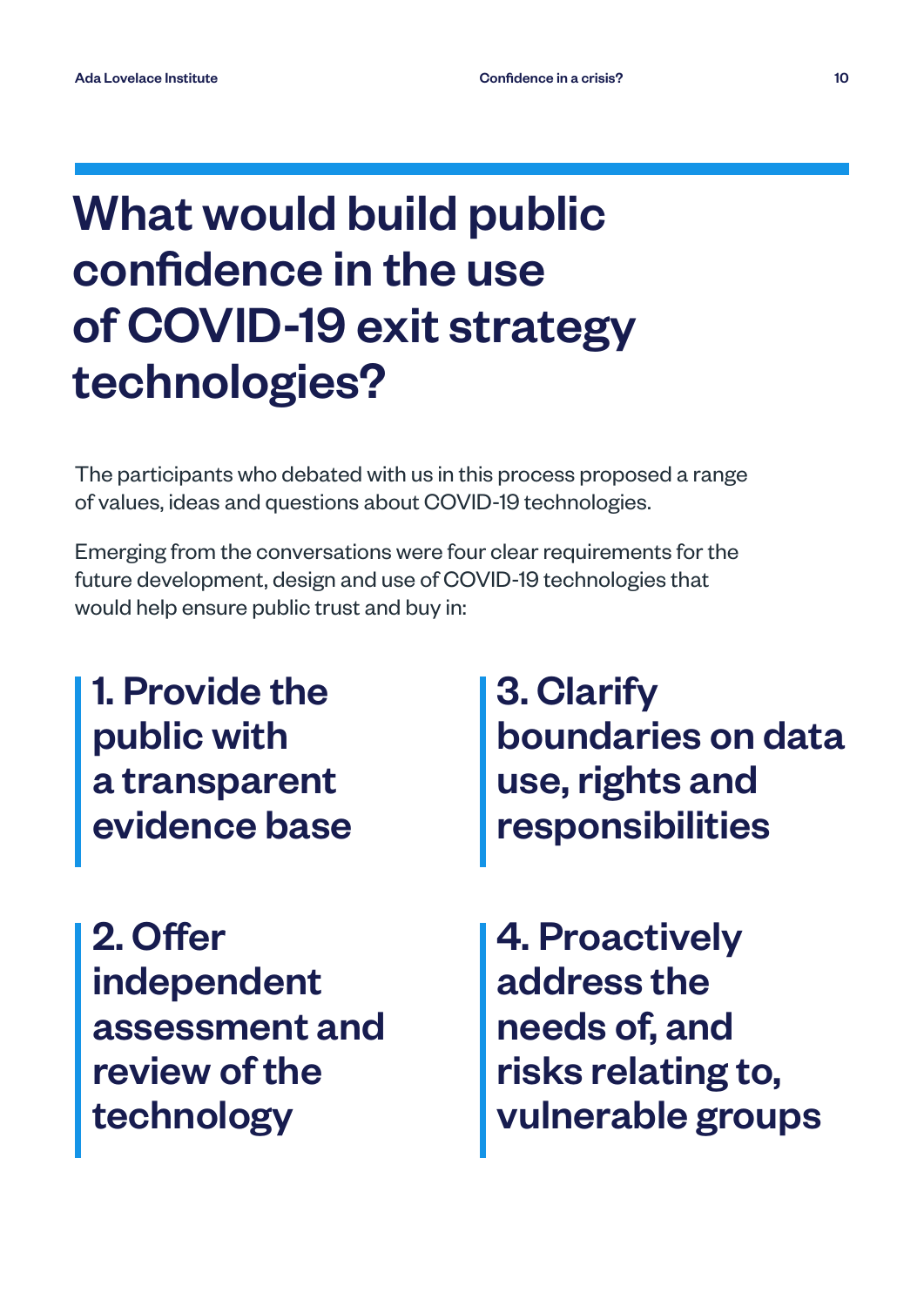# What would build public confidence in the use of COVID-19 exit strategy technologies?

The participants who debated with us in this process proposed a range of values, ideas and questions about COVID-19 technologies.

Emerging from the conversations were four clear requirements for the future development, design and use of COVID-19 technologies that would help ensure public trust and buy in:

### 1. Provide the public with a transparent evidence base

### 2. Offer independent assessment and review of the technology

### 3. Clarify boundaries on data use, rights and responsibilities

### 4. Proactively address the needs of, and risks relating to, vulnerable groups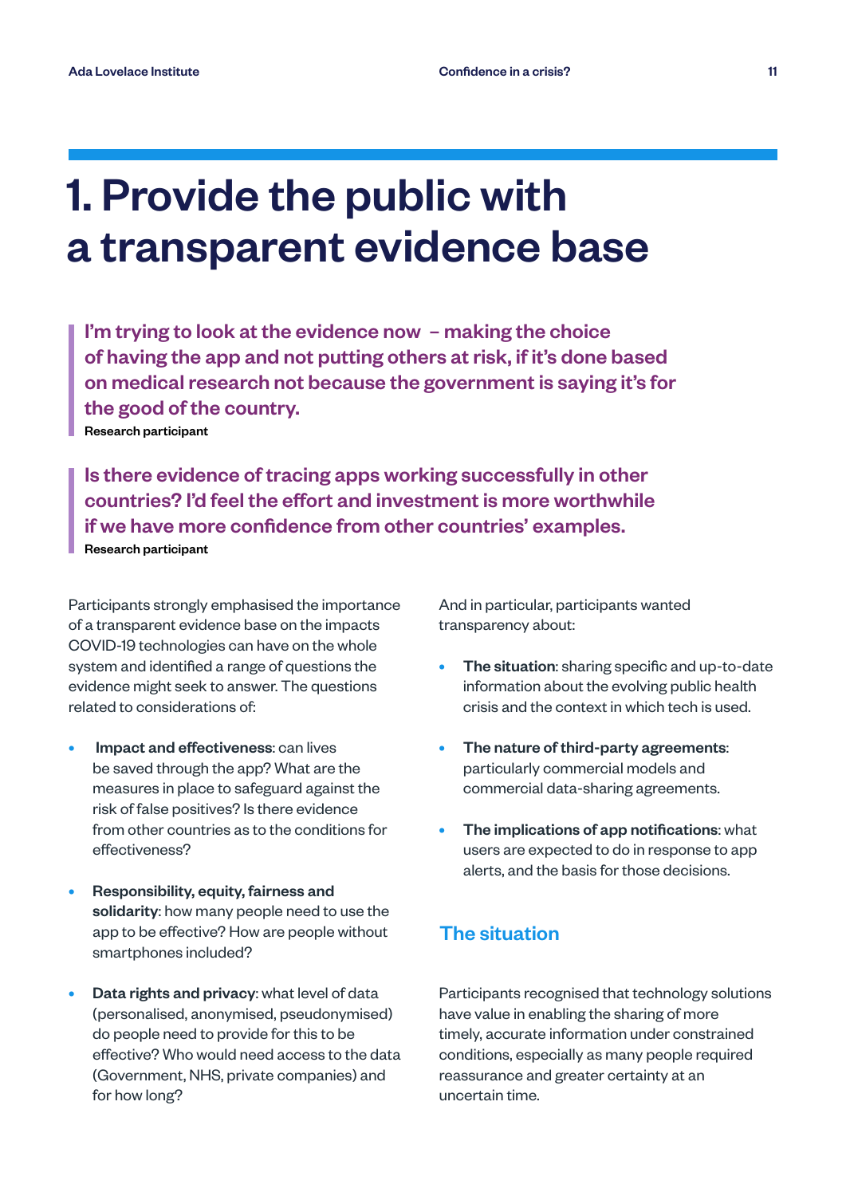# 1. Provide the public with a transparent evidence base

> **I'm trying to look at the evidence now – making the choice of having the app and not putting others at risk, if it's done based on medical research not because the government is saying it's for the good of the country.**
>
> Research participant

> **Is there evidence of tracing apps working successfully in other countries? I'd feel the effort and investment is more worthwhile if we have more confidence from other countries' examples.**
>
> Research participant

Participants strongly emphasised the importance of a transparent evidence base on the impacts COVID-19 technologies can have on the whole system and identified a range of questions the evidence might seek to answer. The questions related to considerations of:

- **Impact and effectiveness**: can lives be saved through the app? What are the measures in place to safeguard against the risk of false positives? Is there evidence from other countries as to the conditions for effectiveness?
- **Responsibility, equity, fairness and solidarity**: how many people need to use the app to be effective? How are people without smartphones included?
- **Data rights and privacy**: what level of data (personalised, anonymised, pseudonymised) do people need to provide for this to be effective? Who would need access to the data (Government, NHS, private companies) and for how long?

And in particular, participants wanted transparency about:

- **The situation**: sharing specific and up-to-date information about the evolving public health crisis and the context in which tech is used.
- **The nature of third-party agreements**: particularly commercial models and commercial data-sharing agreements.
- **The implications of app notifications**: what users are expected to do in response to app alerts, and the basis for those decisions.

## The situation

Participants recognised that technology solutions have value in enabling the sharing of more timely, accurate information under constrained conditions, especially as many people required reassurance and greater certainty at an uncertain time.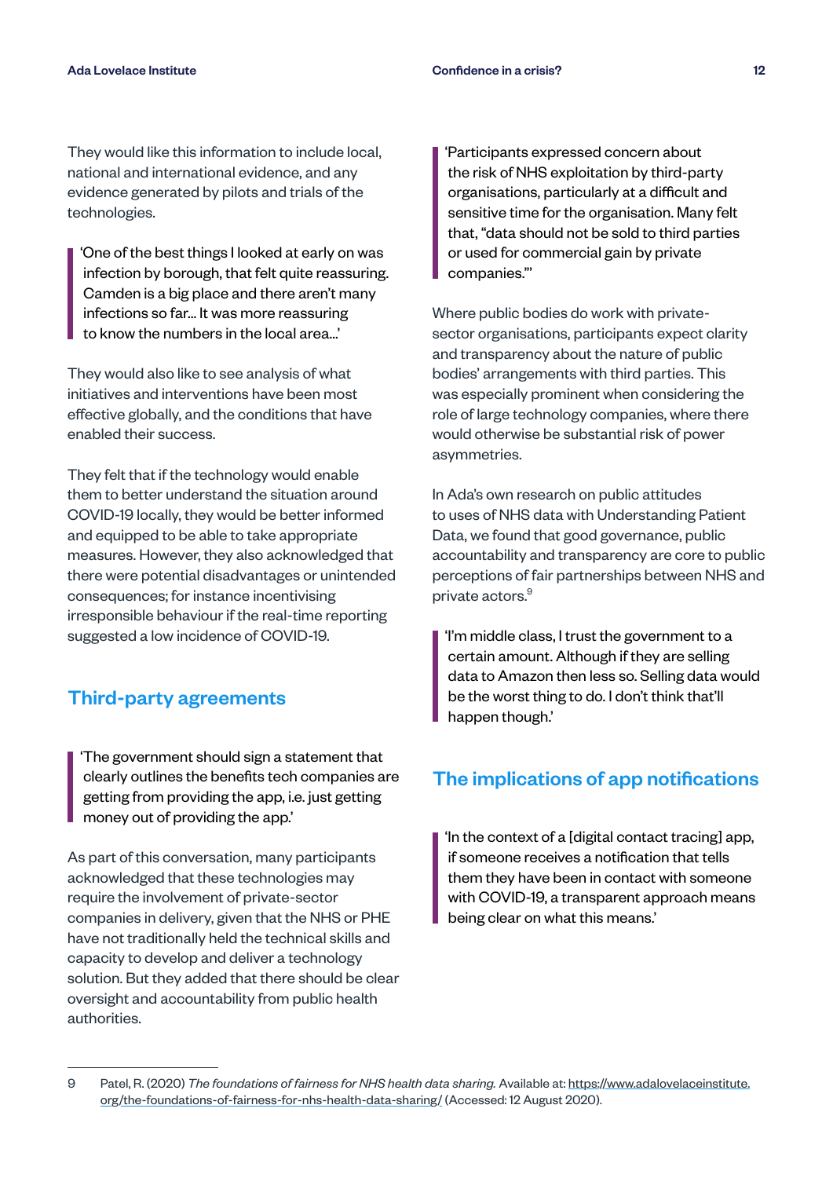They would like this information to include local, national and international evidence, and any evidence generated by pilots and trials of the technologies.

> 'One of the best things I looked at early on was infection by borough, that felt quite reassuring. Camden is a big place and there aren't many infections so far... It was more reassuring to know the numbers in the local area...'

They would also like to see analysis of what initiatives and interventions have been most effective globally, and the conditions that have enabled their success.

They felt that if the technology would enable them to better understand the situation around COVID-19 locally, they would be better informed and equipped to be able to take appropriate measures. However, they also acknowledged that there were potential disadvantages or unintended consequences; for instance incentivising irresponsible behaviour if the real-time reporting suggested a low incidence of COVID-19.

## Third-party agreements

> 'The government should sign a statement that clearly outlines the benefits tech companies are getting from providing the app, i.e. just getting money out of providing the app.'

As part of this conversation, many participants acknowledged that these technologies may require the involvement of private-sector companies in delivery, given that the NHS or PHE have not traditionally held the technical skills and capacity to develop and deliver a technology solution. But they added that there should be clear oversight and accountability from public health authorities.

> 'Participants expressed concern about the risk of NHS exploitation by third-party organisations, particularly at a difficult and sensitive time for the organisation. Many felt that, "data should not be sold to third parties or used for commercial gain by private companies."'

Where public bodies do work with private-sector organisations, participants expect clarity and transparency about the nature of public bodies' arrangements with third parties. This was especially prominent when considering the role of large technology companies, where there would otherwise be substantial risk of power asymmetries.

In Ada's own research on public attitudes to uses of NHS data with Understanding Patient Data, we found that good governance, public accountability and transparency are core to public perceptions of fair partnerships between NHS and private actors.[9]

> 'I'm middle class, I trust the government to a certain amount. Although if they are selling data to Amazon then less so. Selling data would be the worst thing to do. I don't think that'll happen though.'

## The implications of app notifications

> 'In the context of a [digital contact tracing] app, if someone receives a notification that tells them they have been in contact with someone with COVID-19, a transparent approach means being clear on what this means.'

---

9 Patel, R. (2020) *The foundations of fairness for NHS health data sharing.* Available at: https://www.adalovelaceinstitute.org/the-foundations-of-fairness-for-nhs-health-data-sharing/ (Accessed: 12 August 2020).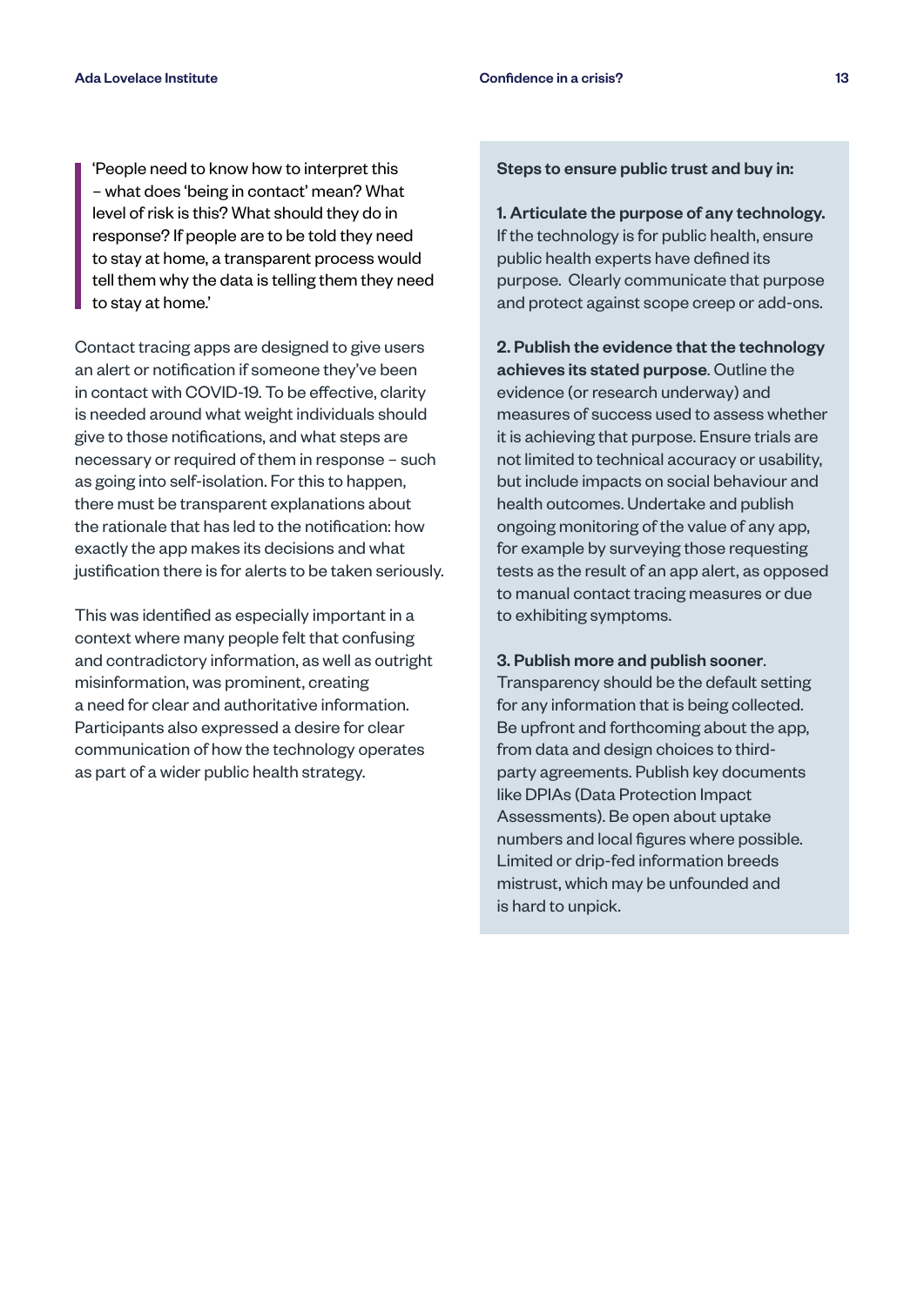> 'People need to know how to interpret this – what does 'being in contact' mean? What level of risk is this? What should they do in response? If people are to be told they need to stay at home, a transparent process would tell them why the data is telling them they need to stay at home.'

Contact tracing apps are designed to give users an alert or notification if someone they've been in contact with COVID-19. To be effective, clarity is needed around what weight individuals should give to those notifications, and what steps are necessary or required of them in response – such as going into self-isolation. For this to happen, there must be transparent explanations about the rationale that has led to the notification: how exactly the app makes its decisions and what justification there is for alerts to be taken seriously.

This was identified as especially important in a context where many people felt that confusing and contradictory information, as well as outright misinformation, was prominent, creating a need for clear and authoritative information. Participants also expressed a desire for clear communication of how the technology operates as part of a wider public health strategy.

**Steps to ensure public trust and buy in:**

**1. Articulate the purpose of any technology.** If the technology is for public health, ensure public health experts have defined its purpose. Clearly communicate that purpose and protect against scope creep or add-ons.

**2. Publish the evidence that the technology achieves its stated purpose**. Outline the evidence (or research underway) and measures of success used to assess whether it is achieving that purpose. Ensure trials are not limited to technical accuracy or usability, but include impacts on social behaviour and health outcomes. Undertake and publish ongoing monitoring of the value of any app, for example by surveying those requesting tests as the result of an app alert, as opposed to manual contact tracing measures or due to exhibiting symptoms.

**3. Publish more and publish sooner**. Transparency should be the default setting for any information that is being collected. Be upfront and forthcoming about the app, from data and design choices to third-party agreements. Publish key documents like DPIAs (Data Protection Impact Assessments). Be open about uptake numbers and local figures where possible. Limited or drip-fed information breeds mistrust, which may be unfounded and is hard to unpick.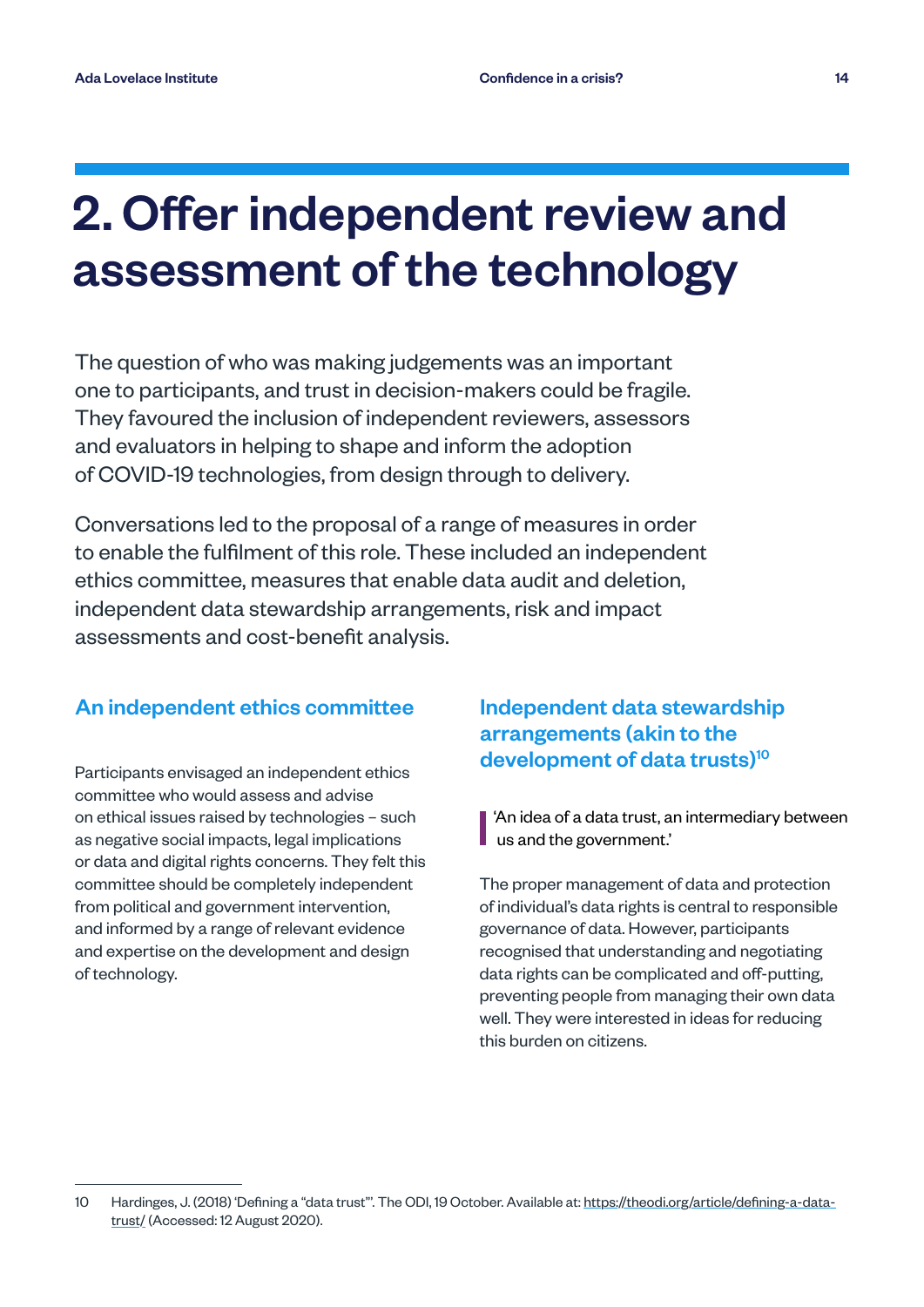# 2. Offer independent review and assessment of the technology

The question of who was making judgements was an important one to participants, and trust in decision-makers could be fragile. They favoured the inclusion of independent reviewers, assessors and evaluators in helping to shape and inform the adoption of COVID-19 technologies, from design through to delivery.

Conversations led to the proposal of a range of measures in order to enable the fulfilment of this role. These included an independent ethics committee, measures that enable data audit and deletion, independent data stewardship arrangements, risk and impact assessments and cost-benefit analysis.

### An independent ethics committee

Participants envisaged an independent ethics committee who would assess and advise on ethical issues raised by technologies – such as negative social impacts, legal implications or data and digital rights concerns. They felt this committee should be completely independent from political and government intervention, and informed by a range of relevant evidence and expertise on the development and design of technology.

### Independent data stewardship arrangements (akin to the development of data trusts)[10]

> 'An idea of a data trust, an intermediary between us and the government.'

The proper management of data and protection of individual's data rights is central to responsible governance of data. However, participants recognised that understanding and negotiating data rights can be complicated and off-putting, preventing people from managing their own data well. They were interested in ideas for reducing this burden on citizens.

---

10 Hardinges, J. (2018) 'Defining a "data trust"'. The ODI, 19 October. Available at: https://theodi.org/article/defining-a-data-trust/ (Accessed: 12 August 2020).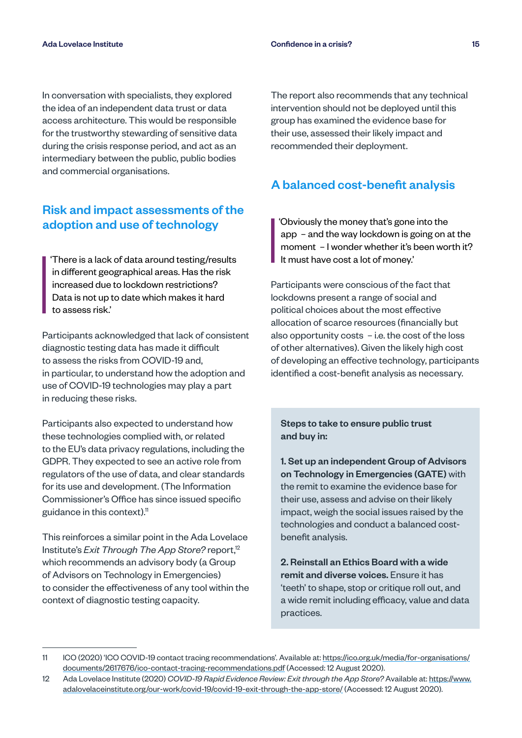In conversation with specialists, they explored the idea of an independent data trust or data access architecture. This would be responsible for the trustworthy stewarding of sensitive data during the crisis response period, and act as an intermediary between the public, public bodies and commercial organisations.

## Risk and impact assessments of the adoption and use of technology

> 'There is a lack of data around testing/results in different geographical areas. Has the risk increased due to lockdown restrictions? Data is not up to date which makes it hard to assess risk.'

Participants acknowledged that lack of consistent diagnostic testing data has made it difficult to assess the risks from COVID-19 and, in particular, to understand how the adoption and use of COVID-19 technologies may play a part in reducing these risks.

Participants also expected to understand how these technologies complied with, or related to the EU's data privacy regulations, including the GDPR. They expected to see an active role from regulators of the use of data, and clear standards for its use and development. (The Information Commissioner's Office has since issued specific guidance in this context).[11]

This reinforces a similar point in the Ada Lovelace Institute's *Exit Through The App Store?* report,[12] which recommends an advisory body (a Group of Advisors on Technology in Emergencies) to consider the effectiveness of any tool within the context of diagnostic testing capacity.

The report also recommends that any technical intervention should not be deployed until this group has examined the evidence base for their use, assessed their likely impact and recommended their deployment.

## A balanced cost-benefit analysis

> 'Obviously the money that's gone into the app – and the way lockdown is going on at the moment – I wonder whether it's been worth it? It must have cost a lot of money.'

Participants were conscious of the fact that lockdowns present a range of social and political choices about the most effective allocation of scarce resources (financially but also opportunity costs – i.e. the cost of the loss of other alternatives). Given the likely high cost of developing an effective technology, participants identified a cost-benefit analysis as necessary.

**Steps to take to ensure public trust and buy in:**

**1. Set up an independent Group of Advisors on Technology in Emergencies (GATE)** with the remit to examine the evidence base for their use, assess and advise on their likely impact, weigh the social issues raised by the technologies and conduct a balanced cost-benefit analysis.

**2. Reinstall an Ethics Board with a wide remit and diverse voices.** Ensure it has 'teeth' to shape, stop or critique roll out, and a wide remit including efficacy, value and data practices.

---

11 ICO (2020) 'ICO COVID-19 contact tracing recommendations'. Available at: https://ico.org.uk/media/for-organisations/documents/2617676/ico-contact-tracing-recommendations.pdf (Accessed: 12 August 2020).

12 Ada Lovelace Institute (2020) *COVID-19 Rapid Evidence Review: Exit through the App Store?* Available at: https://www.adalovelaceinstitute.org/our-work/covid-19/covid-19-exit-through-the-app-store/ (Accessed: 12 August 2020).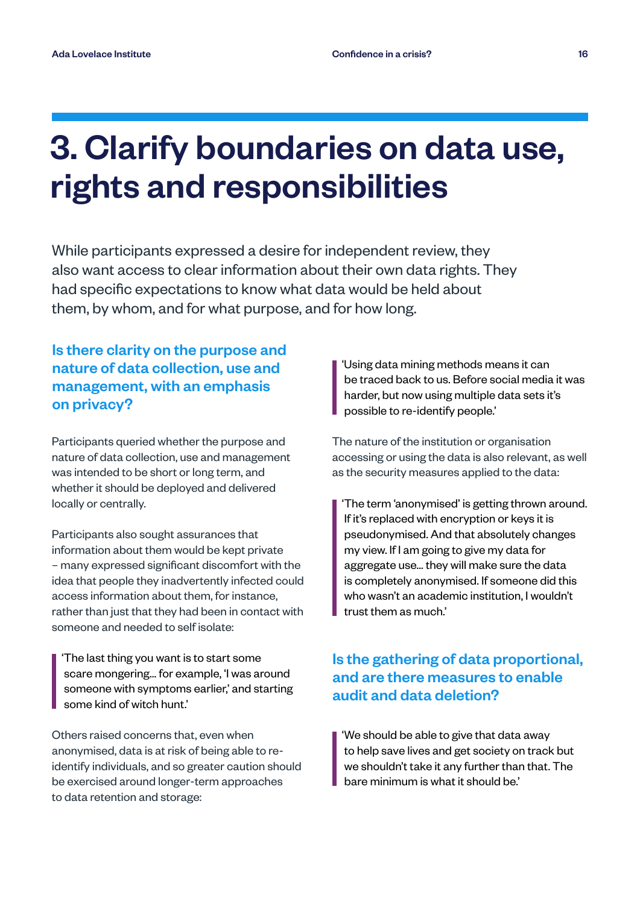# 3. Clarify boundaries on data use, rights and responsibilities

While participants expressed a desire for independent review, they also want access to clear information about their own data rights. They had specific expectations to know what data would be held about them, by whom, and for what purpose, and for how long.

### Is there clarity on the purpose and nature of data collection, use and management, with an emphasis on privacy?

Participants queried whether the purpose and nature of data collection, use and management was intended to be short or long term, and whether it should be deployed and delivered locally or centrally.

Participants also sought assurances that information about them would be kept private – many expressed significant discomfort with the idea that people they inadvertently infected could access information about them, for instance, rather than just that they had been in contact with someone and needed to self isolate:

> 'The last thing you want is to start some scare mongering… for example, 'I was around someone with symptoms earlier,' and starting some kind of witch hunt.'

Others raised concerns that, even when anonymised, data is at risk of being able to re-identify individuals, and so greater caution should be exercised around longer-term approaches to data retention and storage:

> 'Using data mining methods means it can be traced back to us. Before social media it was harder, but now using multiple data sets it's possible to re-identify people.'

The nature of the institution or organisation accessing or using the data is also relevant, as well as the security measures applied to the data:

> 'The term 'anonymised' is getting thrown around. If it's replaced with encryption or keys it is pseudonymised. And that absolutely changes my view. If I am going to give my data for aggregate use… they will make sure the data is completely anonymised. If someone did this who wasn't an academic institution, I wouldn't trust them as much.'

### Is the gathering of data proportional, and are there measures to enable audit and data deletion?

> 'We should be able to give that data away to help save lives and get society on track but we shouldn't take it any further than that. The bare minimum is what it should be.'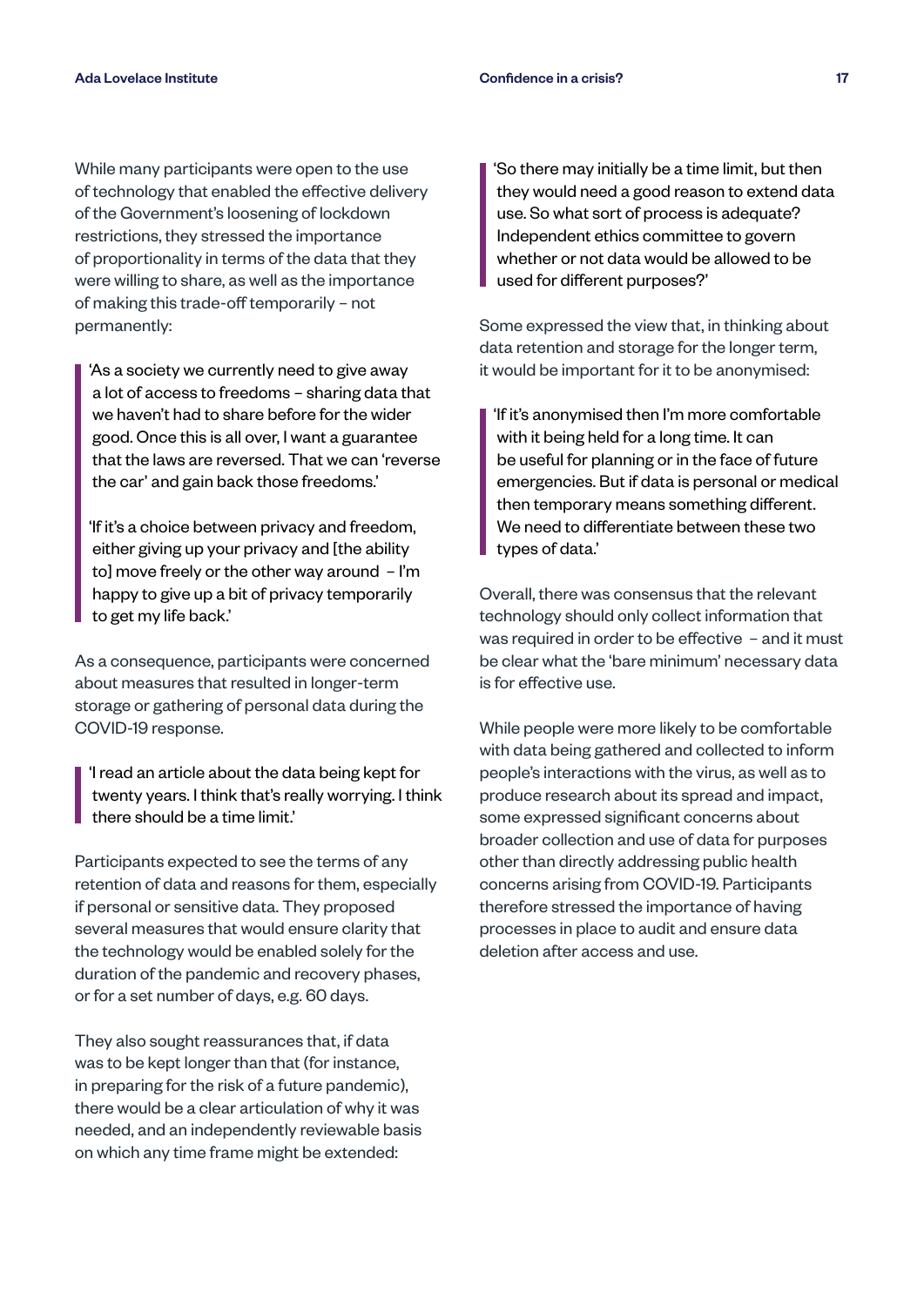While many participants were open to the use of technology that enabled the effective delivery of the Government's loosening of lockdown restrictions, they stressed the importance of proportionality in terms of the data that they were willing to share, as well as the importance of making this trade-off temporarily – not permanently:

> 'As a society we currently need to give away a lot of access to freedoms – sharing data that we haven't had to share before for the wider good. Once this is all over, I want a guarantee that the laws are reversed. That we can 'reverse the car' and gain back those freedoms.'
>
> 'If it's a choice between privacy and freedom, either giving up your privacy and [the ability to] move freely or the other way around – I'm happy to give up a bit of privacy temporarily to get my life back.'

As a consequence, participants were concerned about measures that resulted in longer-term storage or gathering of personal data during the COVID-19 response.

> 'I read an article about the data being kept for twenty years. I think that's really worrying. I think there should be a time limit.'

Participants expected to see the terms of any retention of data and reasons for them, especially if personal or sensitive data. They proposed several measures that would ensure clarity that the technology would be enabled solely for the duration of the pandemic and recovery phases, or for a set number of days, e.g. 60 days.

They also sought reassurances that, if data was to be kept longer than that (for instance, in preparing for the risk of a future pandemic), there would be a clear articulation of why it was needed, and an independently reviewable basis on which any time frame might be extended:

> 'So there may initially be a time limit, but then they would need a good reason to extend data use. So what sort of process is adequate? Independent ethics committee to govern whether or not data would be allowed to be used for different purposes?'

Some expressed the view that, in thinking about data retention and storage for the longer term, it would be important for it to be anonymised:

> 'If it's anonymised then I'm more comfortable with it being held for a long time. It can be useful for planning or in the face of future emergencies. But if data is personal or medical then temporary means something different. We need to differentiate between these two types of data.'

Overall, there was consensus that the relevant technology should only collect information that was required in order to be effective – and it must be clear what the 'bare minimum' necessary data is for effective use.

While people were more likely to be comfortable with data being gathered and collected to inform people's interactions with the virus, as well as to produce research about its spread and impact, some expressed significant concerns about broader collection and use of data for purposes other than directly addressing public health concerns arising from COVID-19. Participants therefore stressed the importance of having processes in place to audit and ensure data deletion after access and use.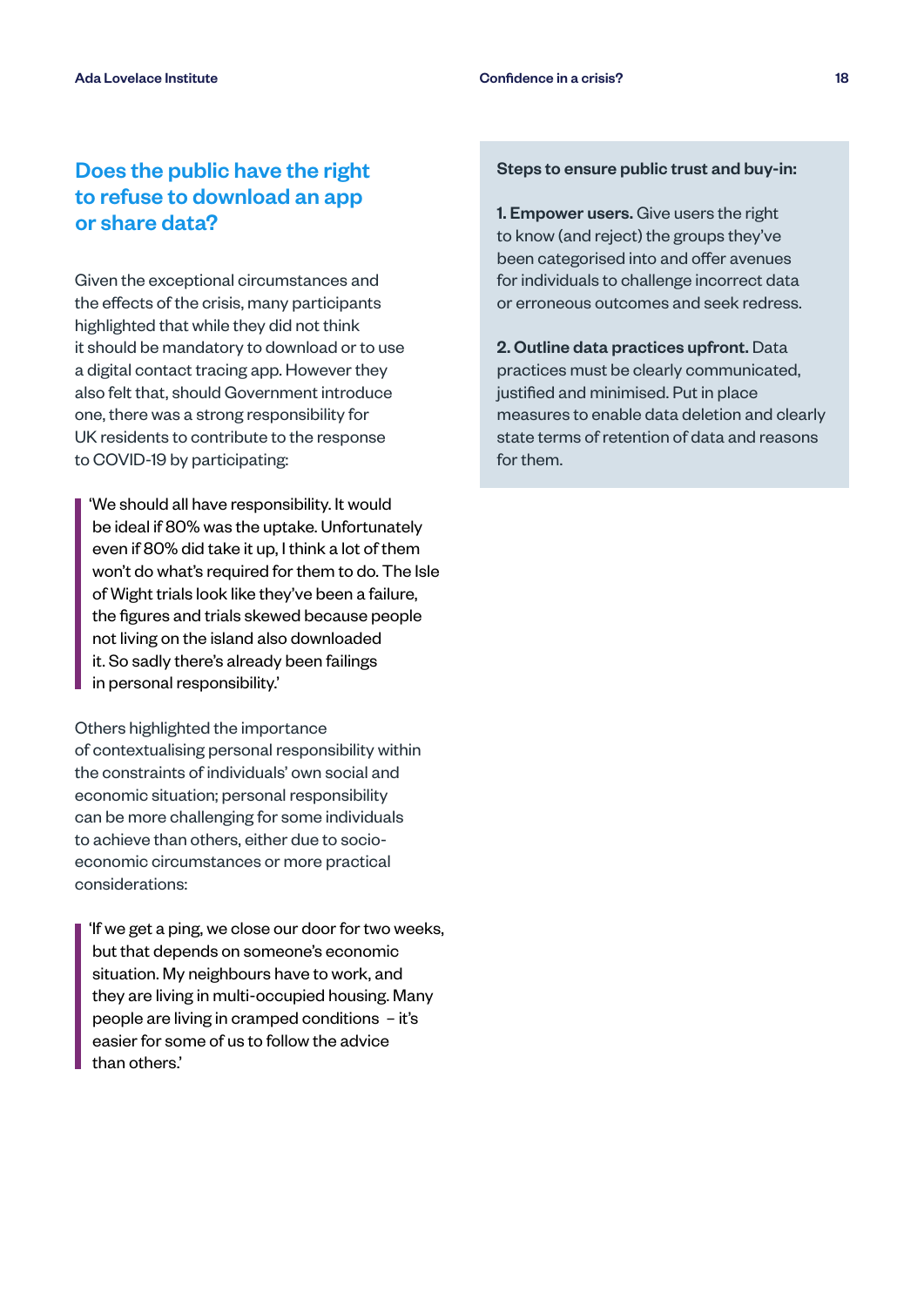## Does the public have the right to refuse to download an app or share data?

Given the exceptional circumstances and the effects of the crisis, many participants highlighted that while they did not think it should be mandatory to download or to use a digital contact tracing app. However they also felt that, should Government introduce one, there was a strong responsibility for UK residents to contribute to the response to COVID-19 by participating:

> 'We should all have responsibility. It would be ideal if 80% was the uptake. Unfortunately even if 80% did take it up, I think a lot of them won't do what's required for them to do. The Isle of Wight trials look like they've been a failure, the figures and trials skewed because people not living on the island also downloaded it. So sadly there's already been failings in personal responsibility.'

Others highlighted the importance of contextualising personal responsibility within the constraints of individuals' own social and economic situation; personal responsibility can be more challenging for some individuals to achieve than others, either due to socio-economic circumstances or more practical considerations:

> 'If we get a ping, we close our door for two weeks, but that depends on someone's economic situation. My neighbours have to work, and they are living in multi-occupied housing. Many people are living in cramped conditions – it's easier for some of us to follow the advice than others.'

**Steps to ensure public trust and buy-in:**

**1. Empower users.** Give users the right to know (and reject) the groups they've been categorised into and offer avenues for individuals to challenge incorrect data or erroneous outcomes and seek redress.

**2. Outline data practices upfront.** Data practices must be clearly communicated, justified and minimised. Put in place measures to enable data deletion and clearly state terms of retention of data and reasons for them.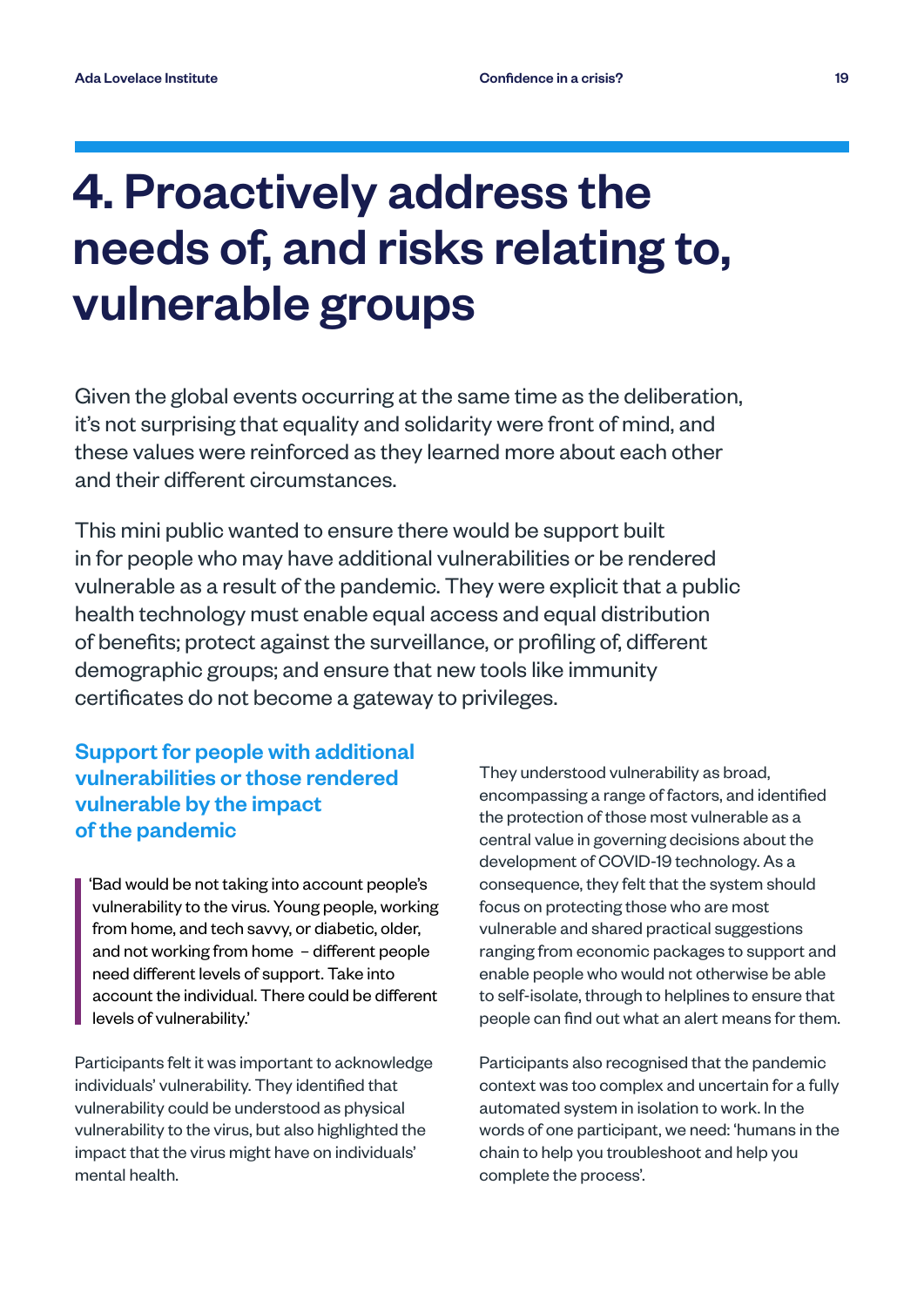# 4. Proactively address the needs of, and risks relating to, vulnerable groups

Given the global events occurring at the same time as the deliberation, it's not surprising that equality and solidarity were front of mind, and these values were reinforced as they learned more about each other and their different circumstances.

This mini public wanted to ensure there would be support built in for people who may have additional vulnerabilities or be rendered vulnerable as a result of the pandemic. They were explicit that a public health technology must enable equal access and equal distribution of benefits; protect against the surveillance, or profiling of, different demographic groups; and ensure that new tools like immunity certificates do not become a gateway to privileges.

## Support for people with additional vulnerabilities or those rendered vulnerable by the impact of the pandemic

> 'Bad would be not taking into account people's vulnerability to the virus. Young people, working from home, and tech savvy, or diabetic, older, and not working from home – different people need different levels of support. Take into account the individual. There could be different levels of vulnerability.'

Participants felt it was important to acknowledge individuals' vulnerability. They identified that vulnerability could be understood as physical vulnerability to the virus, but also highlighted the impact that the virus might have on individuals' mental health.

They understood vulnerability as broad, encompassing a range of factors, and identified the protection of those most vulnerable as a central value in governing decisions about the development of COVID-19 technology. As a consequence, they felt that the system should focus on protecting those who are most vulnerable and shared practical suggestions ranging from economic packages to support and enable people who would not otherwise be able to self-isolate, through to helplines to ensure that people can find out what an alert means for them.

Participants also recognised that the pandemic context was too complex and uncertain for a fully automated system in isolation to work. In the words of one participant, we need: 'humans in the chain to help you troubleshoot and help you complete the process'.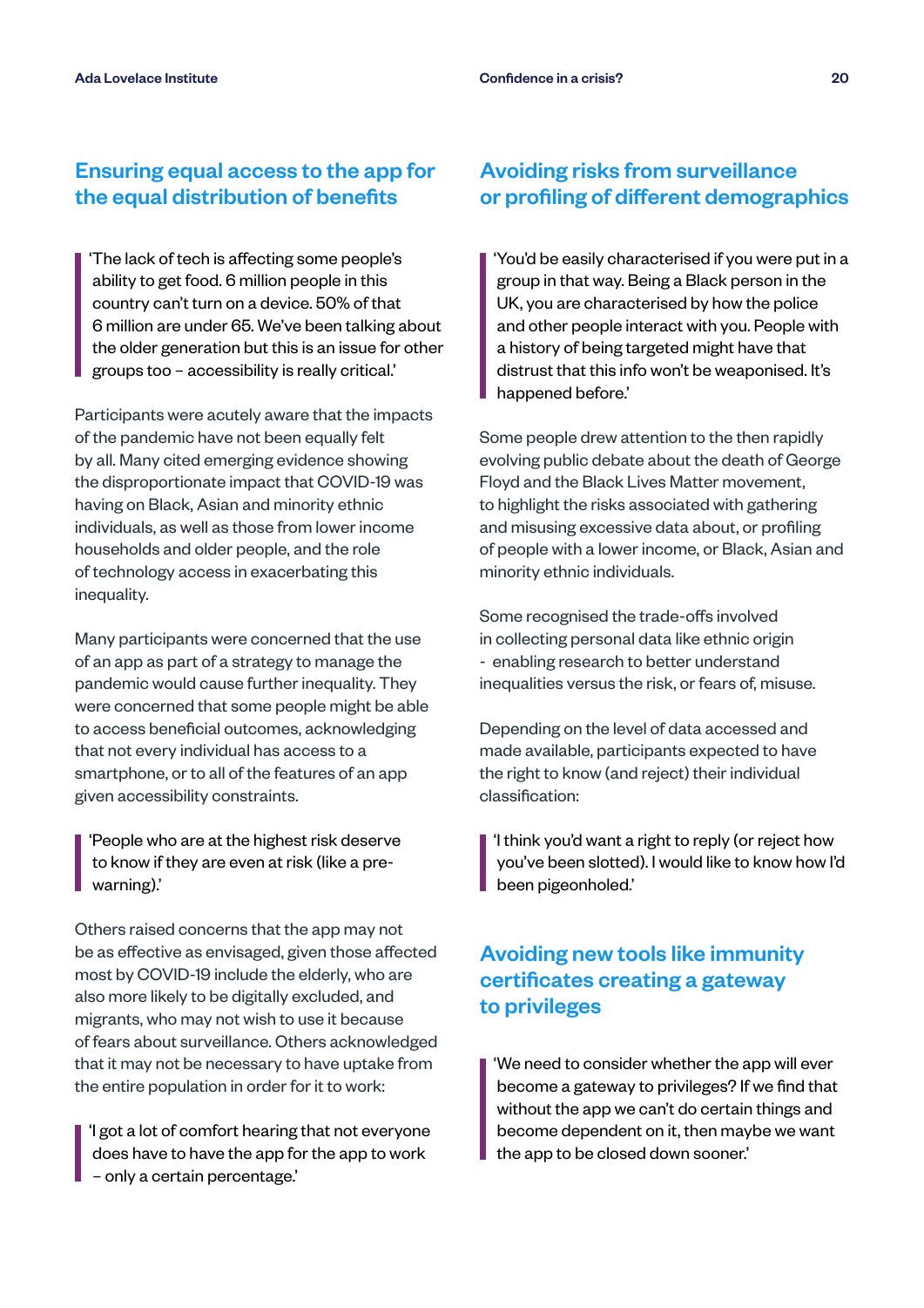## Ensuring equal access to the app for the equal distribution of benefits

> 'The lack of tech is affecting some people's ability to get food. 6 million people in this country can't turn on a device. 50% of that 6 million are under 65. We've been talking about the older generation but this is an issue for other groups too – accessibility is really critical.'

Participants were acutely aware that the impacts of the pandemic have not been equally felt by all. Many cited emerging evidence showing the disproportionate impact that COVID-19 was having on Black, Asian and minority ethnic individuals, as well as those from lower income households and older people, and the role of technology access in exacerbating this inequality.

Many participants were concerned that the use of an app as part of a strategy to manage the pandemic would cause further inequality. They were concerned that some people might be able to access beneficial outcomes, acknowledging that not every individual has access to a smartphone, or to all of the features of an app given accessibility constraints.

> 'People who are at the highest risk deserve to know if they are even at risk (like a pre-warning).'

Others raised concerns that the app may not be as effective as envisaged, given those affected most by COVID-19 include the elderly, who are also more likely to be digitally excluded, and migrants, who may not wish to use it because of fears about surveillance. Others acknowledged that it may not be necessary to have uptake from the entire population in order for it to work:

> 'I got a lot of comfort hearing that not everyone does have to have the app for the app to work – only a certain percentage.'

## Avoiding risks from surveillance or profiling of different demographics

> 'You'd be easily characterised if you were put in a group in that way. Being a Black person in the UK, you are characterised by how the police and other people interact with you. People with a history of being targeted might have that distrust that this info won't be weaponised. It's happened before.'

Some people drew attention to the then rapidly evolving public debate about the death of George Floyd and the Black Lives Matter movement, to highlight the risks associated with gathering and misusing excessive data about, or profiling of people with a lower income, or Black, Asian and minority ethnic individuals.

Some recognised the trade-offs involved in collecting personal data like ethnic origin - enabling research to better understand inequalities versus the risk, or fears of, misuse.

Depending on the level of data accessed and made available, participants expected to have the right to know (and reject) their individual classification:

> 'I think you'd want a right to reply (or reject how you've been slotted). I would like to know how I'd been pigeonholed.'

## Avoiding new tools like immunity certificates creating a gateway to privileges

> 'We need to consider whether the app will ever become a gateway to privileges? If we find that without the app we can't do certain things and become dependent on it, then maybe we want the app to be closed down sooner.'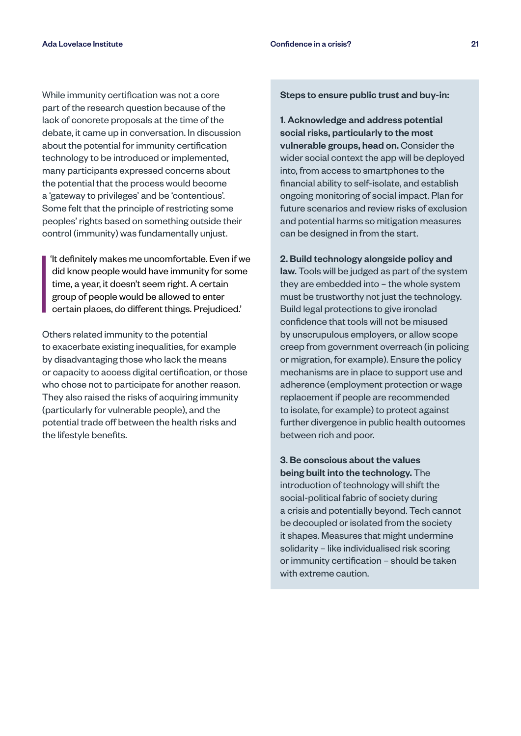While immunity certification was not a core part of the research question because of the lack of concrete proposals at the time of the debate, it came up in conversation. In discussion about the potential for immunity certification technology to be introduced or implemented, many participants expressed concerns about the potential that the process would become a 'gateway to privileges' and be 'contentious'. Some felt that the principle of restricting some peoples' rights based on something outside their control (immunity) was fundamentally unjust.

> 'It definitely makes me uncomfortable. Even if we did know people would have immunity for some time, a year, it doesn't seem right. A certain group of people would be allowed to enter certain places, do different things. Prejudiced.'

Others related immunity to the potential to exacerbate existing inequalities, for example by disadvantaging those who lack the means or capacity to access digital certification, or those who chose not to participate for another reason. They also raised the risks of acquiring immunity (particularly for vulnerable people), and the potential trade off between the health risks and the lifestyle benefits.

**Steps to ensure public trust and buy-in:**

**1. Acknowledge and address potential social risks, particularly to the most vulnerable groups, head on.** Consider the wider social context the app will be deployed into, from access to smartphones to the financial ability to self-isolate, and establish ongoing monitoring of social impact. Plan for future scenarios and review risks of exclusion and potential harms so mitigation measures can be designed in from the start.

**2. Build technology alongside policy and law.** Tools will be judged as part of the system they are embedded into – the whole system must be trustworthy not just the technology. Build legal protections to give ironclad confidence that tools will not be misused by unscrupulous employers, or allow scope creep from government overreach (in policing or migration, for example). Ensure the policy mechanisms are in place to support use and adherence (employment protection or wage replacement if people are recommended to isolate, for example) to protect against further divergence in public health outcomes between rich and poor.

**3. Be conscious about the values being built into the technology.** The introduction of technology will shift the social-political fabric of society during a crisis and potentially beyond. Tech cannot be decoupled or isolated from the society it shapes. Measures that might undermine solidarity – like individualised risk scoring or immunity certification – should be taken with extreme caution.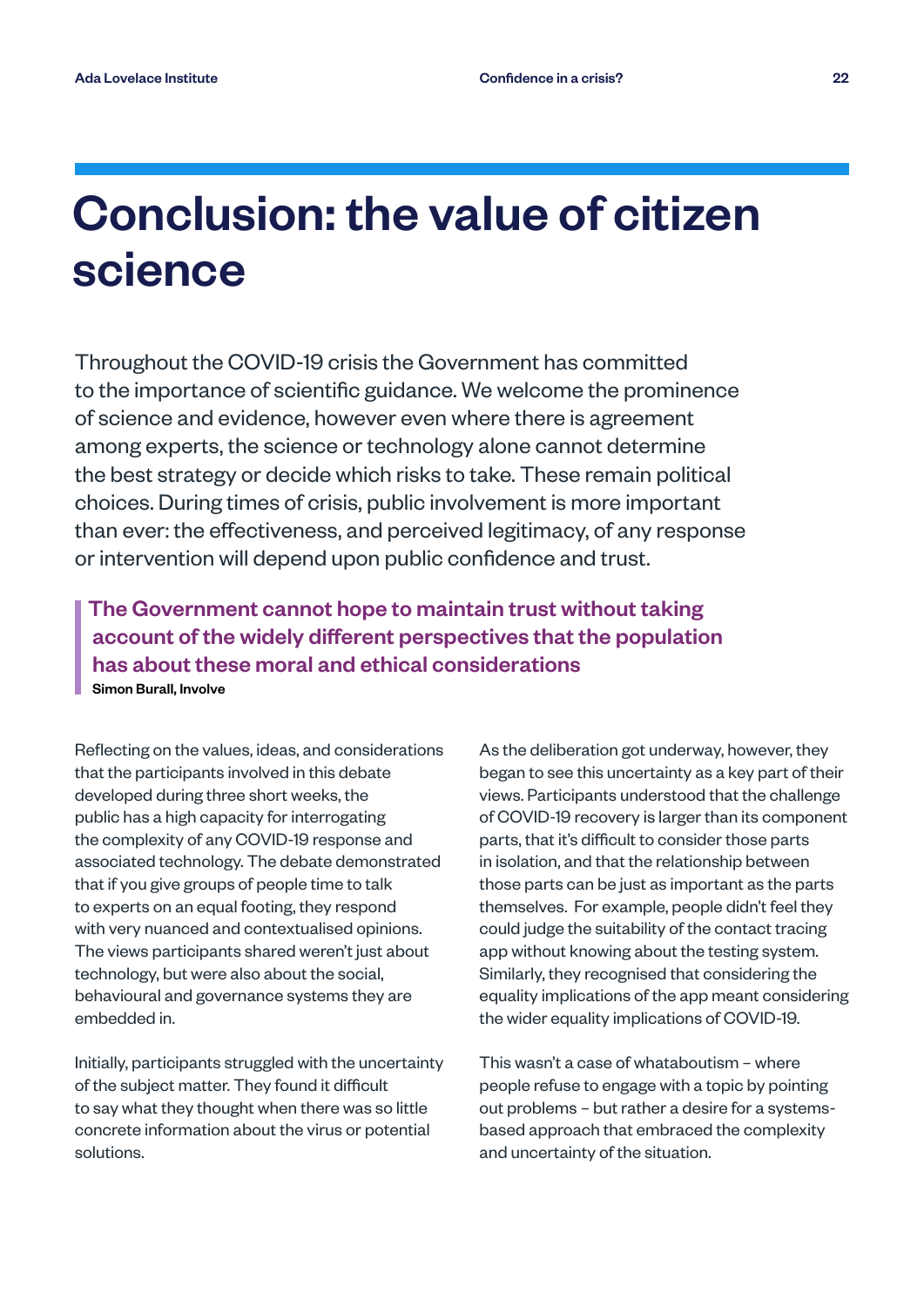# Conclusion: the value of citizen science

Throughout the COVID-19 crisis the Government has committed to the importance of scientific guidance. We welcome the prominence of science and evidence, however even where there is agreement among experts, the science or technology alone cannot determine the best strategy or decide which risks to take. These remain political choices. During times of crisis, public involvement is more important than ever: the effectiveness, and perceived legitimacy, of any response or intervention will depend upon public confidence and trust.

> **The Government cannot hope to maintain trust without taking account of the widely different perspectives that the population has about these moral and ethical considerations**
>
> **Simon Burall, Involve**

Reflecting on the values, ideas, and considerations that the participants involved in this debate developed during three short weeks, the public has a high capacity for interrogating the complexity of any COVID-19 response and associated technology. The debate demonstrated that if you give groups of people time to talk to experts on an equal footing, they respond with very nuanced and contextualised opinions. The views participants shared weren't just about technology, but were also about the social, behavioural and governance systems they are embedded in.

Initially, participants struggled with the uncertainty of the subject matter. They found it difficult to say what they thought when there was so little concrete information about the virus or potential solutions.

As the deliberation got underway, however, they began to see this uncertainty as a key part of their views. Participants understood that the challenge of COVID-19 recovery is larger than its component parts, that it's difficult to consider those parts in isolation, and that the relationship between those parts can be just as important as the parts themselves. For example, people didn't feel they could judge the suitability of the contact tracing app without knowing about the testing system. Similarly, they recognised that considering the equality implications of the app meant considering the wider equality implications of COVID-19.

This wasn't a case of whataboutism – where people refuse to engage with a topic by pointing out problems – but rather a desire for a systems-based approach that embraced the complexity and uncertainty of the situation.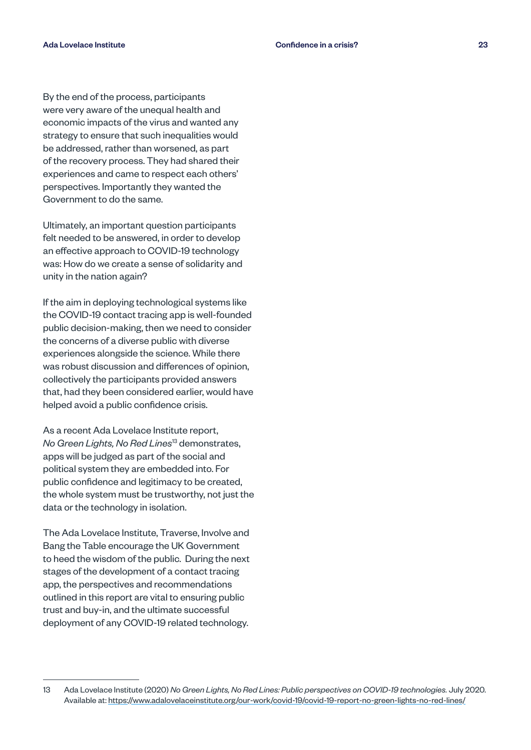By the end of the process, participants were very aware of the unequal health and economic impacts of the virus and wanted any strategy to ensure that such inequalities would be addressed, rather than worsened, as part of the recovery process. They had shared their experiences and came to respect each others' perspectives. Importantly they wanted the Government to do the same.

Ultimately, an important question participants felt needed to be answered, in order to develop an effective approach to COVID-19 technology was: How do we create a sense of solidarity and unity in the nation again?

If the aim in deploying technological systems like the COVID-19 contact tracing app is well-founded public decision-making, then we need to consider the concerns of a diverse public with diverse experiences alongside the science. While there was robust discussion and differences of opinion, collectively the participants provided answers that, had they been considered earlier, would have helped avoid a public confidence crisis.

As a recent Ada Lovelace Institute report, *No Green Lights, No Red Lines*[13] demonstrates, apps will be judged as part of the social and political system they are embedded into. For public confidence and legitimacy to be created, the whole system must be trustworthy, not just the data or the technology in isolation.

The Ada Lovelace Institute, Traverse, Involve and Bang the Table encourage the UK Government to heed the wisdom of the public. During the next stages of the development of a contact tracing app, the perspectives and recommendations outlined in this report are vital to ensuring public trust and buy-in, and the ultimate successful deployment of any COVID-19 related technology.

---

13 Ada Lovelace Institute (2020) *No Green Lights, No Red Lines: Public perspectives on COVID-19 technologies.* July 2020. Available at: https://www.adalovelaceinstitute.org/our-work/covid-19/covid-19-report-no-green-lights-no-red-lines/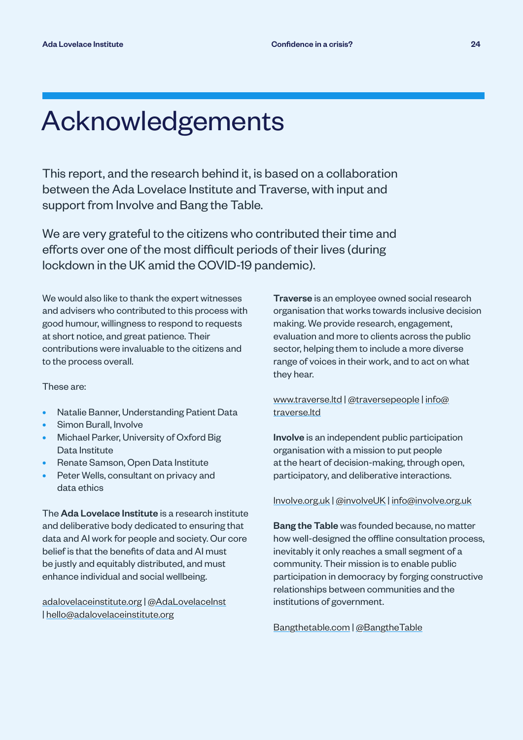# Acknowledgements

This report, and the research behind it, is based on a collaboration between the Ada Lovelace Institute and Traverse, with input and support from Involve and Bang the Table.

We are very grateful to the citizens who contributed their time and efforts over one of the most difficult periods of their lives (during lockdown in the UK amid the COVID-19 pandemic).

We would also like to thank the expert witnesses and advisers who contributed to this process with good humour, willingness to respond to requests at short notice, and great patience. Their contributions were invaluable to the citizens and to the process overall.

These are:

- Natalie Banner, Understanding Patient Data
- Simon Burall, Involve
- Michael Parker, University of Oxford Big Data Institute
- Renate Samson, Open Data Institute
- Peter Wells, consultant on privacy and data ethics

The **Ada Lovelace Institute** is a research institute and deliberative body dedicated to ensuring that data and AI work for people and society. Our core belief is that the benefits of data and AI must be justly and equitably distributed, and must enhance individual and social wellbeing.

adalovelaceinstitute.org | @AdaLovelaceInst | hello@adalovelaceinstitute.org

**Traverse** is an employee owned social research organisation that works towards inclusive decision making. We provide research, engagement, evaluation and more to clients across the public sector, helping them to include a more diverse range of voices in their work, and to act on what they hear.

www.traverse.ltd | @traversepeople | info@traverse.ltd

**Involve** is an independent public participation organisation with a mission to put people at the heart of decision-making, through open, participatory, and deliberative interactions.

Involve.org.uk | @involveUK | info@involve.org.uk

**Bang the Table** was founded because, no matter how well-designed the offline consultation process, inevitably it only reaches a small segment of a community. Their mission is to enable public participation in democracy by forging constructive relationships between communities and the institutions of government.

Bangthetable.com | @BangtheTable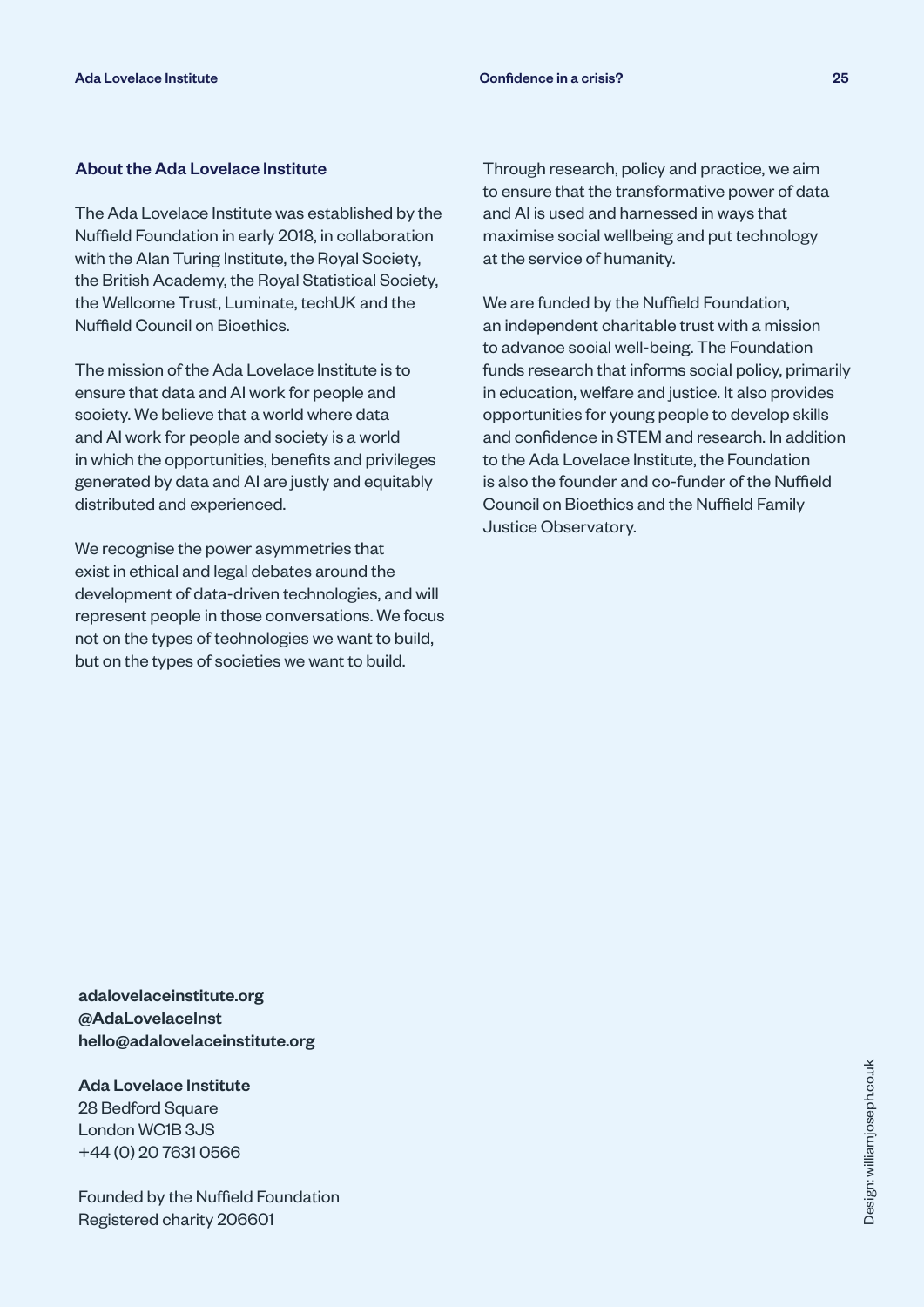## About the Ada Lovelace Institute

The Ada Lovelace Institute was established by the Nuffield Foundation in early 2018, in collaboration with the Alan Turing Institute, the Royal Society, the British Academy, the Royal Statistical Society, the Wellcome Trust, Luminate, techUK and the Nuffield Council on Bioethics.

The mission of the Ada Lovelace Institute is to ensure that data and AI work for people and society. We believe that a world where data and AI work for people and society is a world in which the opportunities, benefits and privileges generated by data and AI are justly and equitably distributed and experienced.

We recognise the power asymmetries that exist in ethical and legal debates around the development of data-driven technologies, and will represent people in those conversations. We focus not on the types of technologies we want to build, but on the types of societies we want to build.

Through research, policy and practice, we aim to ensure that the transformative power of data and AI is used and harnessed in ways that maximise social wellbeing and put technology at the service of humanity.

We are funded by the Nuffield Foundation, an independent charitable trust with a mission to advance social well-being. The Foundation funds research that informs social policy, primarily in education, welfare and justice. It also provides opportunities for young people to develop skills and confidence in STEM and research. In addition to the Ada Lovelace Institute, the Foundation is also the founder and co-funder of the Nuffield Council on Bioethics and the Nuffield Family Justice Observatory.

**adalovelaceinstitute.org**
**@AdaLovelaceInst**
**hello@adalovelaceinstitute.org**

**Ada Lovelace Institute**
28 Bedford Square
London WC1B 3JS
+44 (0) 20 7631 0566

Founded by the Nuffield Foundation
Registered charity 206601

Design: williamjoseph.co.uk